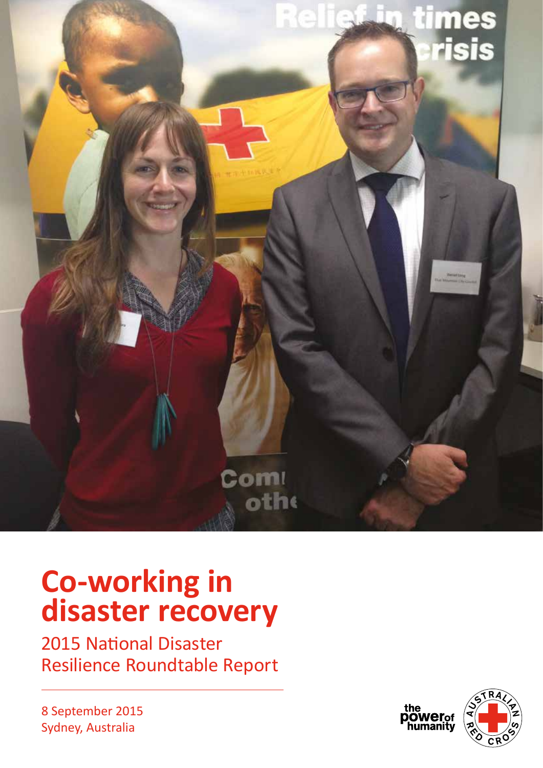# Co-working in disaster recovery

2015 National Disaster Resilience Roundtable Report

8 September 2015
Sydney, Australia

the power of humanity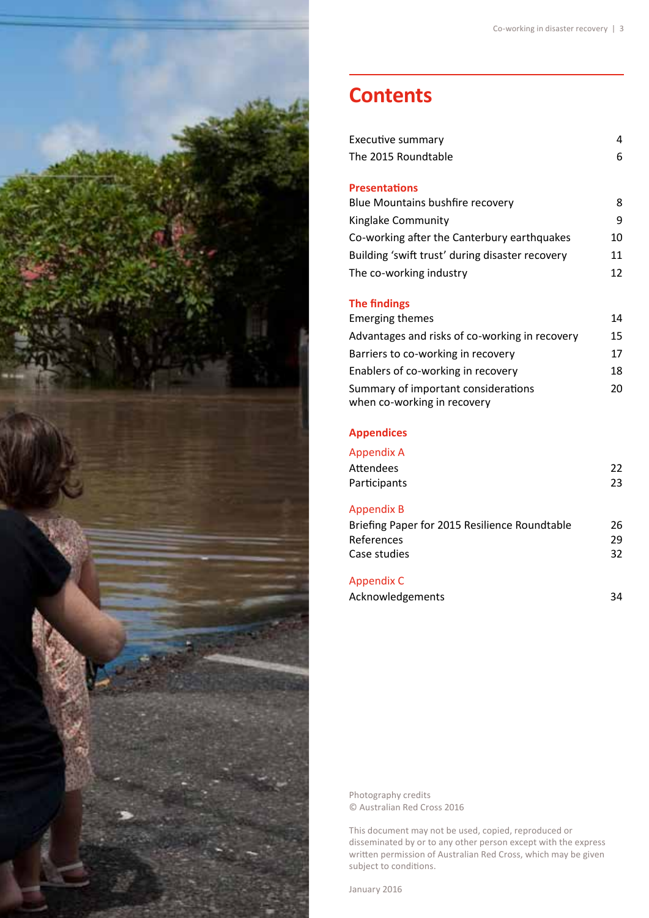# Contents

| | |
|---|---|
| Executive summary | 4 |
| The 2015 Roundtable | 6 |
| **Presentations** | |
| Blue Mountains bushfire recovery | 8 |
| Kinglake Community | 9 |
| Co-working after the Canterbury earthquakes | 10 |
| Building 'swift trust' during disaster recovery | 11 |
| The co-working industry | 12 |
| **The findings** | |
| Emerging themes | 14 |
| Advantages and risks of co-working in recovery | 15 |
| Barriers to co-working in recovery | 17 |
| Enablers of co-working in recovery | 18 |
| Summary of important considerations when co-working in recovery | 20 |
| **Appendices** | |
| Appendix A | |
| Attendees | 22 |
| Participants | 23 |
| Appendix B | |
| Briefing Paper for 2015 Resilience Roundtable | 26 |
| References | 29 |
| Case studies | 32 |
| Appendix C | |
| Acknowledgements | 34 |

Photography credits
© Australian Red Cross 2016

This document may not be used, copied, reproduced or disseminated by or to any other person except with the express written permission of Australian Red Cross, which may be given subject to conditions.

January 2016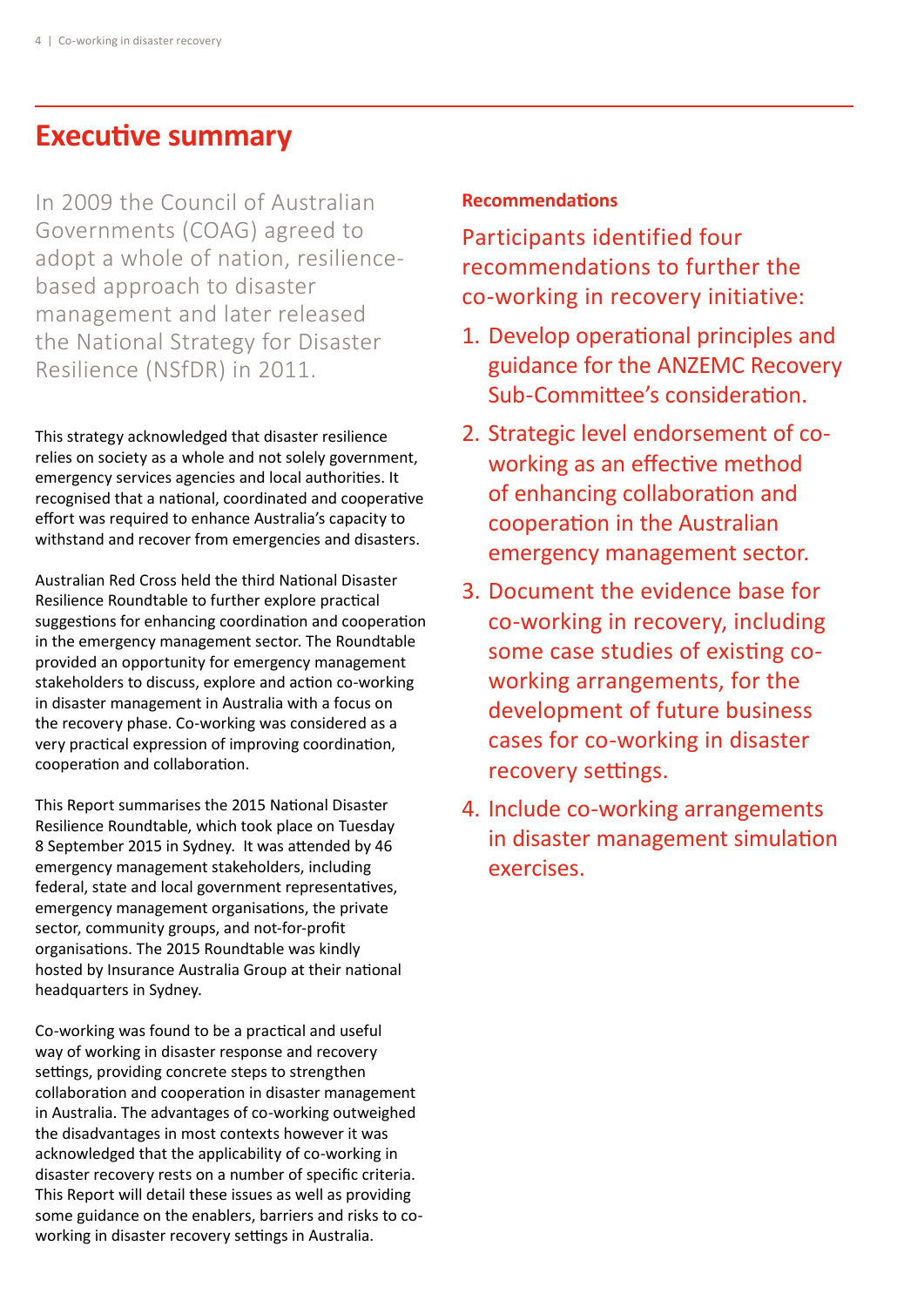# Executive summary

In 2009 the Council of Australian Governments (COAG) agreed to adopt a whole of nation, resilience-based approach to disaster management and later released the National Strategy for Disaster Resilience (NSfDR) in 2011.

This strategy acknowledged that disaster resilience relies on society as a whole and not solely government, emergency services agencies and local authorities. It recognised that a national, coordinated and cooperative effort was required to enhance Australia's capacity to withstand and recover from emergencies and disasters.

Australian Red Cross held the third National Disaster Resilience Roundtable to further explore practical suggestions for enhancing coordination and cooperation in the emergency management sector. The Roundtable provided an opportunity for emergency management stakeholders to discuss, explore and action co-working in disaster management in Australia with a focus on the recovery phase. Co-working was considered as a very practical expression of improving coordination, cooperation and collaboration.

This Report summarises the 2015 National Disaster Resilience Roundtable, which took place on Tuesday 8 September 2015 in Sydney. It was attended by 46 emergency management stakeholders, including federal, state and local government representatives, emergency management organisations, the private sector, community groups, and not-for-profit organisations. The 2015 Roundtable was kindly hosted by Insurance Australia Group at their national headquarters in Sydney.

Co-working was found to be a practical and useful way of working in disaster response and recovery settings, providing concrete steps to strengthen collaboration and cooperation in disaster management in Australia. The advantages of co-working outweighed the disadvantages in most contexts however it was acknowledged that the applicability of co-working in disaster recovery rests on a number of specific criteria. This Report will detail these issues as well as providing some guidance on the enablers, barriers and risks to co-working in disaster recovery settings in Australia.

### Recommendations

Participants identified four recommendations to further the co-working in recovery initiative:

1. Develop operational principles and guidance for the ANZEMC Recovery Sub-Committee's consideration.
2. Strategic level endorsement of co-working as an effective method of enhancing collaboration and cooperation in the Australian emergency management sector.
3. Document the evidence base for co-working in recovery, including some case studies of existing co-working arrangements, for the development of future business cases for co-working in disaster recovery settings.
4. Include co-working arrangements in disaster management simulation exercises.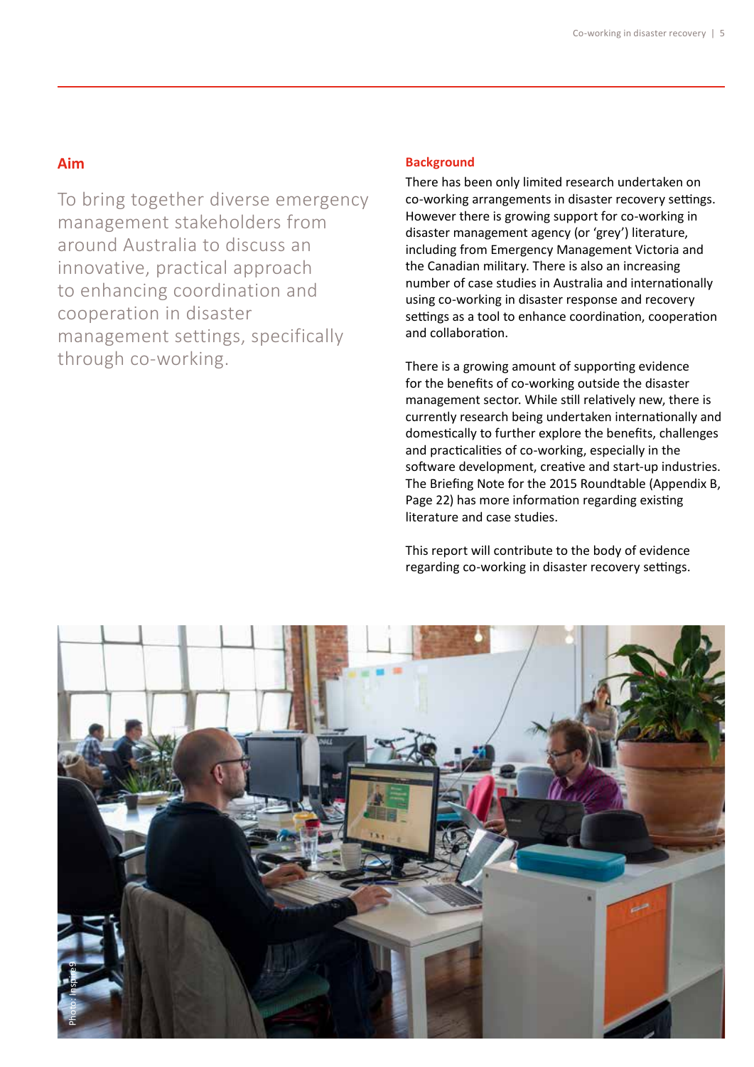## Aim

To bring together diverse emergency management stakeholders from around Australia to discuss an innovative, practical approach to enhancing coordination and cooperation in disaster management settings, specifically through co-working.

## Background

There has been only limited research undertaken on co-working arrangements in disaster recovery settings. However there is growing support for co-working in disaster management agency (or 'grey') literature, including from Emergency Management Victoria and the Canadian military. There is also an increasing number of case studies in Australia and internationally using co-working in disaster response and recovery settings as a tool to enhance coordination, cooperation and collaboration.

There is a growing amount of supporting evidence for the benefits of co-working outside the disaster management sector. While still relatively new, there is currently research being undertaken internationally and domestically to further explore the benefits, challenges and practicalities of co-working, especially in the software development, creative and start-up industries. The Briefing Note for the 2015 Roundtable (Appendix B, Page 22) has more information regarding existing literature and case studies.

This report will contribute to the body of evidence regarding co-working in disaster recovery settings.

Photo: Inspire9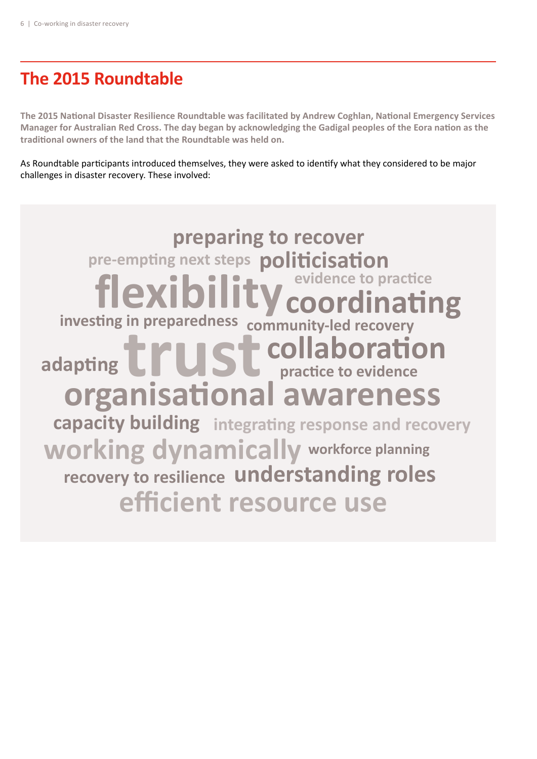## The 2015 Roundtable

**The 2015 National Disaster Resilience Roundtable was facilitated by Andrew Coghlan, National Emergency Services Manager for Australian Red Cross. The day began by acknowledging the Gadigal peoples of the Eora nation as the traditional owners of the land that the Roundtable was held on.**

As Roundtable participants introduced themselves, they were asked to identify what they considered to be major challenges in disaster recovery. These involved:

preparing to recover
pre-empting next steps
politicisation
flexibility
evidence to practice
coordinating
investing in preparedness
community-led recovery
adapting
trust
collaboration
practice to evidence
organisational awareness
capacity building
integrating response and recovery
working dynamically
workforce planning
recovery to resilience
understanding roles
efficient resource use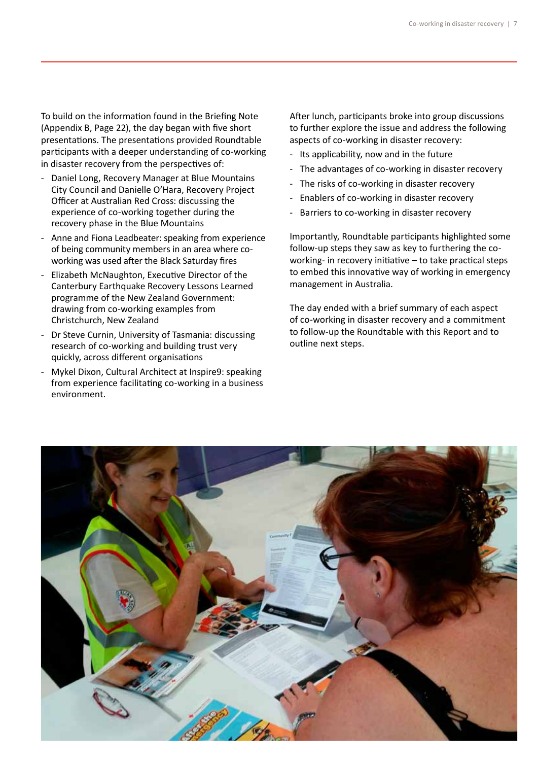To build on the information found in the Briefing Note (Appendix B, Page 22), the day began with five short presentations. The presentations provided Roundtable participants with a deeper understanding of co-working in disaster recovery from the perspectives of:

- Daniel Long, Recovery Manager at Blue Mountains City Council and Danielle O'Hara, Recovery Project Officer at Australian Red Cross: discussing the experience of co-working together during the recovery phase in the Blue Mountains
- Anne and Fiona Leadbeater: speaking from experience of being community members in an area where co-working was used after the Black Saturday fires
- Elizabeth McNaughton, Executive Director of the Canterbury Earthquake Recovery Lessons Learned programme of the New Zealand Government: drawing from co-working examples from Christchurch, New Zealand
- Dr Steve Curnin, University of Tasmania: discussing research of co-working and building trust very quickly, across different organisations
- Mykel Dixon, Cultural Architect at Inspire9: speaking from experience facilitating co-working in a business environment.

After lunch, participants broke into group discussions to further explore the issue and address the following aspects of co-working in disaster recovery:

- Its applicability, now and in the future
- The advantages of co-working in disaster recovery
- The risks of co-working in disaster recovery
- Enablers of co-working in disaster recovery
- Barriers to co-working in disaster recovery

Importantly, Roundtable participants highlighted some follow-up steps they saw as key to furthering the co-working- in recovery initiative – to take practical steps to embed this innovative way of working in emergency management in Australia.

The day ended with a brief summary of each aspect of co-working in disaster recovery and a commitment to follow-up the Roundtable with this Report and to outline next steps.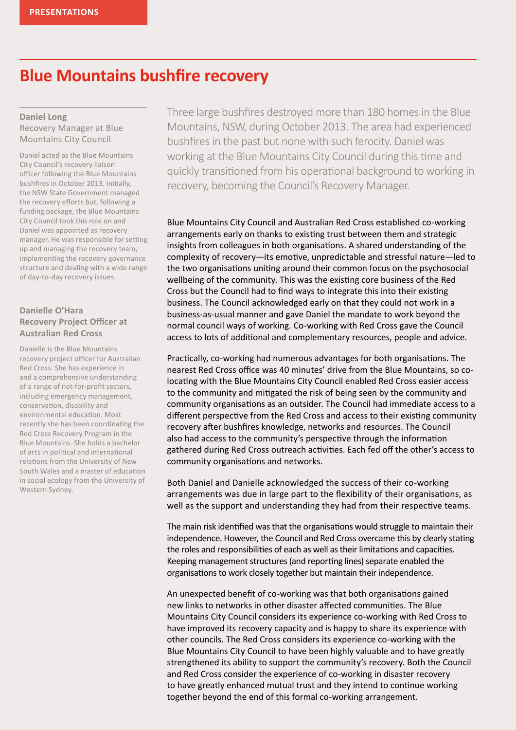PRESENTATIONS

# Blue Mountains bushfire recovery

**Daniel Long**
Recovery Manager at Blue Mountains City Council

Daniel acted as the Blue Mountains City Council's recovery liaison officer following the Blue Mountains bushfires in October 2013. Initially, the NSW State Government managed the recovery efforts but, following a funding package, the Blue Mountains City Council took this role on and Daniel was appointed as recovery manager. He was responsible for setting up and managing the recovery team, implementing the recovery governance structure and dealing with a wide range of day-to-day recovery issues.

**Danielle O'Hara**
**Recovery Project Officer at Australian Red Cross**

Danielle is the Blue Mountains recovery project officer for Australian Red Cross. She has experience in and a comprehensive understanding of a range of not-for-profit sectors, including emergency management, conservation, disability and environmental education. Most recently she has been coordinating the Red Cross Recovery Program in the Blue Mountains. She holds a bachelor of arts in political and international relations from the University of New South Wales and a master of education in social ecology from the University of Western Sydney.

Three large bushfires destroyed more than 180 homes in the Blue Mountains, NSW, during October 2013. The area had experienced bushfires in the past but none with such ferocity. Daniel was working at the Blue Mountains City Council during this time and quickly transitioned from his operational background to working in recovery, becoming the Council's Recovery Manager.

Blue Mountains City Council and Australian Red Cross established co-working arrangements early on thanks to existing trust between them and strategic insights from colleagues in both organisations. A shared understanding of the complexity of recovery—its emotive, unpredictable and stressful nature—led to the two organisations uniting around their common focus on the psychosocial wellbeing of the community. This was the existing core business of the Red Cross but the Council had to find ways to integrate this into their existing business. The Council acknowledged early on that they could not work in a business-as-usual manner and gave Daniel the mandate to work beyond the normal council ways of working. Co-working with Red Cross gave the Council access to lots of additional and complementary resources, people and advice.

Practically, co-working had numerous advantages for both organisations. The nearest Red Cross office was 40 minutes' drive from the Blue Mountains, so co-locating with the Blue Mountains City Council enabled Red Cross easier access to the community and mitigated the risk of being seen by the community and community organisations as an outsider. The Council had immediate access to a different perspective from the Red Cross and access to their existing community recovery after bushfires knowledge, networks and resources. The Council also had access to the community's perspective through the information gathered during Red Cross outreach activities. Each fed off the other's access to community organisations and networks.

Both Daniel and Danielle acknowledged the success of their co-working arrangements was due in large part to the flexibility of their organisations, as well as the support and understanding they had from their respective teams.

The main risk identified was that the organisations would struggle to maintain their independence. However, the Council and Red Cross overcame this by clearly stating the roles and responsibilities of each as well as their limitations and capacities. Keeping management structures (and reporting lines) separate enabled the organisations to work closely together but maintain their independence.

An unexpected benefit of co-working was that both organisations gained new links to networks in other disaster affected communities. The Blue Mountains City Council considers its experience co-working with Red Cross to have improved its recovery capacity and is happy to share its experience with other councils. The Red Cross considers its experience co-working with the Blue Mountains City Council to have been highly valuable and to have greatly strengthened its ability to support the community's recovery. Both the Council and Red Cross consider the experience of co-working in disaster recovery to have greatly enhanced mutual trust and they intend to continue working together beyond the end of this formal co-working arrangement.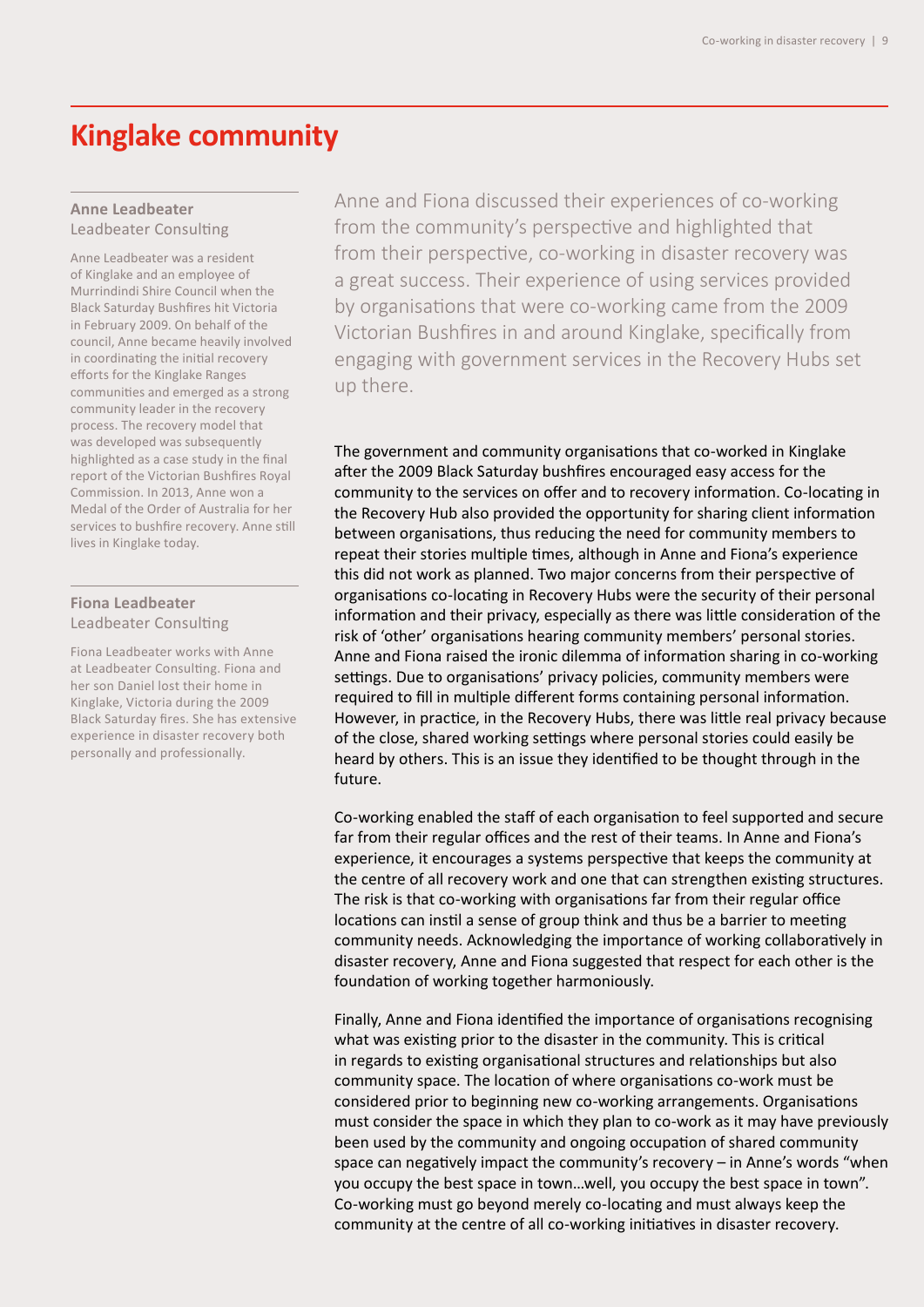# Kinglake community

**Anne Leadbeater**
Leadbeater Consulting

Anne Leadbeater was a resident of Kinglake and an employee of Murrindindi Shire Council when the Black Saturday Bushfires hit Victoria in February 2009. On behalf of the council, Anne became heavily involved in coordinating the initial recovery efforts for the Kinglake Ranges communities and emerged as a strong community leader in the recovery process. The recovery model that was developed was subsequently highlighted as a case study in the final report of the Victorian Bushfires Royal Commission. In 2013, Anne won a Medal of the Order of Australia for her services to bushfire recovery. Anne still lives in Kinglake today.

**Fiona Leadbeater**
Leadbeater Consulting

Fiona Leadbeater works with Anne at Leadbeater Consulting. Fiona and her son Daniel lost their home in Kinglake, Victoria during the 2009 Black Saturday fires. She has extensive experience in disaster recovery both personally and professionally.

Anne and Fiona discussed their experiences of co-working from the community's perspective and highlighted that from their perspective, co-working in disaster recovery was a great success. Their experience of using services provided by organisations that were co-working came from the 2009 Victorian Bushfires in and around Kinglake, specifically from engaging with government services in the Recovery Hubs set up there.

The government and community organisations that co-worked in Kinglake after the 2009 Black Saturday bushfires encouraged easy access for the community to the services on offer and to recovery information. Co-locating in the Recovery Hub also provided the opportunity for sharing client information between organisations, thus reducing the need for community members to repeat their stories multiple times, although in Anne and Fiona's experience this did not work as planned. Two major concerns from their perspective of organisations co-locating in Recovery Hubs were the security of their personal information and their privacy, especially as there was little consideration of the risk of 'other' organisations hearing community members' personal stories. Anne and Fiona raised the ironic dilemma of information sharing in co-working settings. Due to organisations' privacy policies, community members were required to fill in multiple different forms containing personal information. However, in practice, in the Recovery Hubs, there was little real privacy because of the close, shared working settings where personal stories could easily be heard by others. This is an issue they identified to be thought through in the future.

Co-working enabled the staff of each organisation to feel supported and secure far from their regular offices and the rest of their teams. In Anne and Fiona's experience, it encourages a systems perspective that keeps the community at the centre of all recovery work and one that can strengthen existing structures. The risk is that co-working with organisations far from their regular office locations can instil a sense of group think and thus be a barrier to meeting community needs. Acknowledging the importance of working collaboratively in disaster recovery, Anne and Fiona suggested that respect for each other is the foundation of working together harmoniously.

Finally, Anne and Fiona identified the importance of organisations recognising what was existing prior to the disaster in the community. This is critical in regards to existing organisational structures and relationships but also community space. The location of where organisations co-work must be considered prior to beginning new co-working arrangements. Organisations must consider the space in which they plan to co-work as it may have previously been used by the community and ongoing occupation of shared community space can negatively impact the community's recovery – in Anne's words "when you occupy the best space in town…well, you occupy the best space in town". Co-working must go beyond merely co-locating and must always keep the community at the centre of all co-working initiatives in disaster recovery.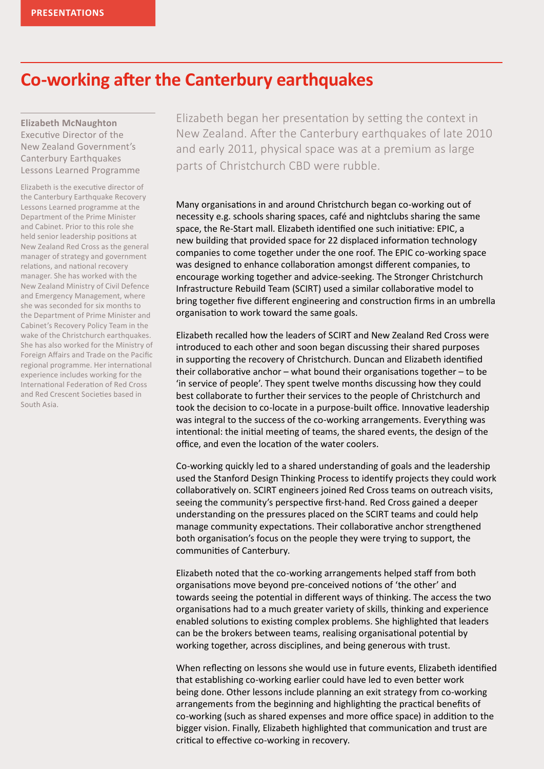# Co-working after the Canterbury earthquakes

**Elizabeth McNaughton**
Executive Director of the New Zealand Government's Canterbury Earthquakes Lessons Learned Programme

Elizabeth is the executive director of the Canterbury Earthquake Recovery Lessons Learned programme at the Department of the Prime Minister and Cabinet. Prior to this role she held senior leadership positions at New Zealand Red Cross as the general manager of strategy and government relations, and national recovery manager. She has worked with the New Zealand Ministry of Civil Defence and Emergency Management, where she was seconded for six months to the Department of Prime Minister and Cabinet's Recovery Policy Team in the wake of the Christchurch earthquakes. She has also worked for the Ministry of Foreign Affairs and Trade on the Pacific regional programme. Her international experience includes working for the International Federation of Red Cross and Red Crescent Societies based in South Asia.

Elizabeth began her presentation by setting the context in New Zealand. After the Canterbury earthquakes of late 2010 and early 2011, physical space was at a premium as large parts of Christchurch CBD were rubble.

Many organisations in and around Christchurch began co-working out of necessity e.g. schools sharing spaces, café and nightclubs sharing the same space, the Re-Start mall. Elizabeth identified one such initiative: EPIC, a new building that provided space for 22 displaced information technology companies to come together under the one roof. The EPIC co-working space was designed to enhance collaboration amongst different companies, to encourage working together and advice-seeking. The Stronger Christchurch Infrastructure Rebuild Team (SCIRT) used a similar collaborative model to bring together five different engineering and construction firms in an umbrella organisation to work toward the same goals.

Elizabeth recalled how the leaders of SCIRT and New Zealand Red Cross were introduced to each other and soon began discussing their shared purposes in supporting the recovery of Christchurch. Duncan and Elizabeth identified their collaborative anchor – what bound their organisations together – to be 'in service of people'. They spent twelve months discussing how they could best collaborate to further their services to the people of Christchurch and took the decision to co-locate in a purpose-built office. Innovative leadership was integral to the success of the co-working arrangements. Everything was intentional: the initial meeting of teams, the shared events, the design of the office, and even the location of the water coolers.

Co-working quickly led to a shared understanding of goals and the leadership used the Stanford Design Thinking Process to identify projects they could work collaboratively on. SCIRT engineers joined Red Cross teams on outreach visits, seeing the community's perspective first-hand. Red Cross gained a deeper understanding on the pressures placed on the SCIRT teams and could help manage community expectations. Their collaborative anchor strengthened both organisation's focus on the people they were trying to support, the communities of Canterbury.

Elizabeth noted that the co-working arrangements helped staff from both organisations move beyond pre-conceived notions of 'the other' and towards seeing the potential in different ways of thinking. The access the two organisations had to a much greater variety of skills, thinking and experience enabled solutions to existing complex problems. She highlighted that leaders can be the brokers between teams, realising organisational potential by working together, across disciplines, and being generous with trust.

When reflecting on lessons she would use in future events, Elizabeth identified that establishing co-working earlier could have led to even better work being done. Other lessons include planning an exit strategy from co-working arrangements from the beginning and highlighting the practical benefits of co-working (such as shared expenses and more office space) in addition to the bigger vision. Finally, Elizabeth highlighted that communication and trust are critical to effective co-working in recovery.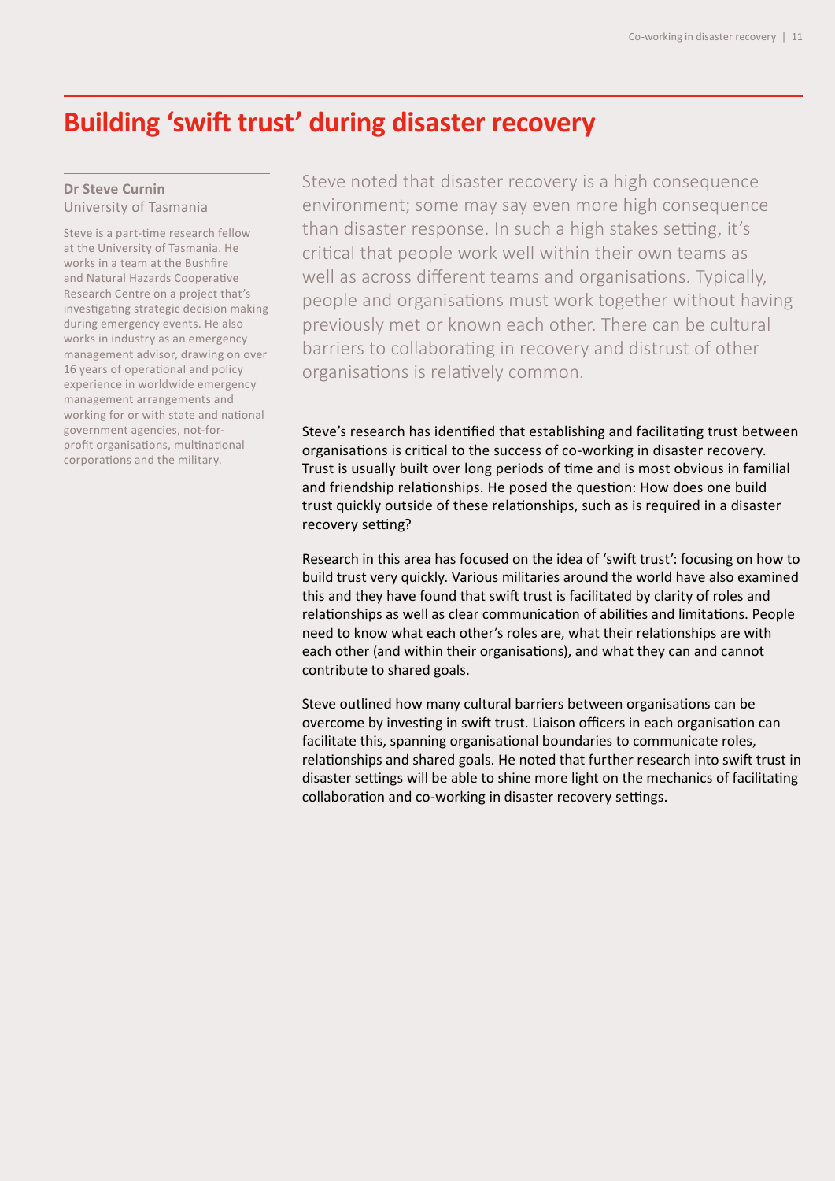# Building 'swift trust' during disaster recovery

**Dr Steve Curnin**
University of Tasmania

Steve is a part-time research fellow at the University of Tasmania. He works in a team at the Bushfire and Natural Hazards Cooperative Research Centre on a project that's investigating strategic decision making during emergency events. He also works in industry as an emergency management advisor, drawing on over 16 years of operational and policy experience in worldwide emergency management arrangements and working for or with state and national government agencies, not-for-profit organisations, multinational corporations and the military.

Steve noted that disaster recovery is a high consequence environment; some may say even more high consequence than disaster response. In such a high stakes setting, it's critical that people work well within their own teams as well as across different teams and organisations. Typically, people and organisations must work together without having previously met or known each other. There can be cultural barriers to collaborating in recovery and distrust of other organisations is relatively common.

Steve's research has identified that establishing and facilitating trust between organisations is critical to the success of co-working in disaster recovery. Trust is usually built over long periods of time and is most obvious in familial and friendship relationships. He posed the question: How does one build trust quickly outside of these relationships, such as is required in a disaster recovery setting?

Research in this area has focused on the idea of 'swift trust': focusing on how to build trust very quickly. Various militaries around the world have also examined this and they have found that swift trust is facilitated by clarity of roles and relationships as well as clear communication of abilities and limitations. People need to know what each other's roles are, what their relationships are with each other (and within their organisations), and what they can and cannot contribute to shared goals.

Steve outlined how many cultural barriers between organisations can be overcome by investing in swift trust. Liaison officers in each organisation can facilitate this, spanning organisational boundaries to communicate roles, relationships and shared goals. He noted that further research into swift trust in disaster settings will be able to shine more light on the mechanics of facilitating collaboration and co-working in disaster recovery settings.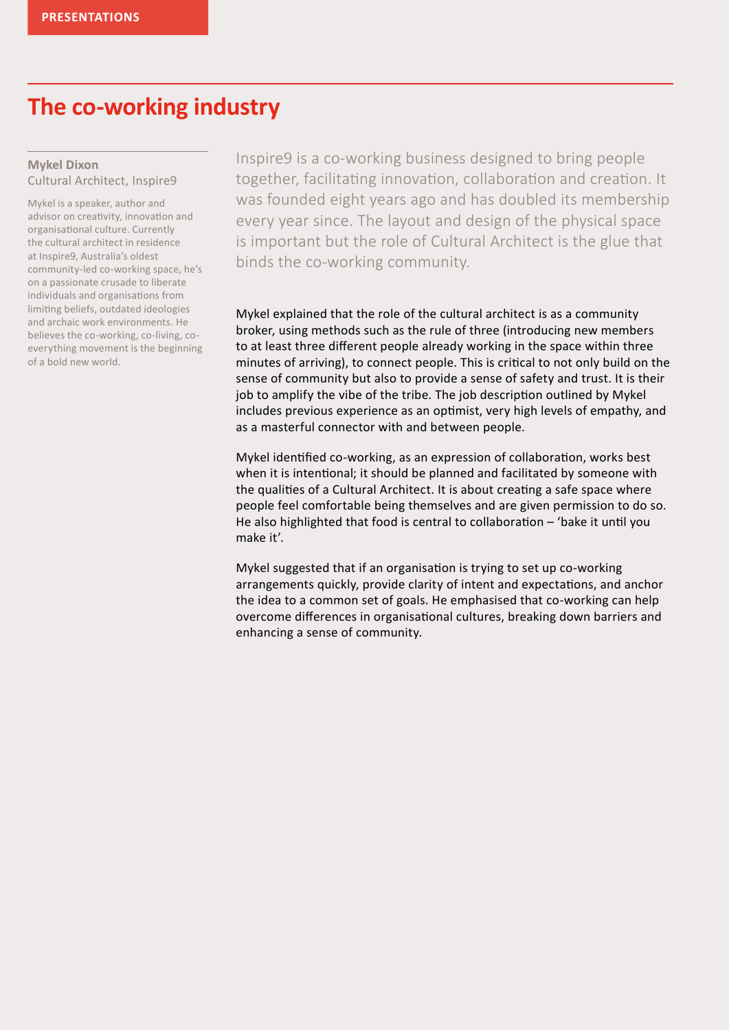PRESENTATIONS

# The co-working industry

**Mykel Dixon**
Cultural Architect, Inspire9

Mykel is a speaker, author and advisor on creativity, innovation and organisational culture. Currently the cultural architect in residence at Inspire9, Australia's oldest community-led co-working space, he's on a passionate crusade to liberate individuals and organisations from limiting beliefs, outdated ideologies and archaic work environments. He believes the co-working, co-living, co-everything movement is the beginning of a bold new world.

Inspire9 is a co-working business designed to bring people together, facilitating innovation, collaboration and creation. It was founded eight years ago and has doubled its membership every year since. The layout and design of the physical space is important but the role of Cultural Architect is the glue that binds the co-working community.

Mykel explained that the role of the cultural architect is as a community broker, using methods such as the rule of three (introducing new members to at least three different people already working in the space within three minutes of arriving), to connect people. This is critical to not only build on the sense of community but also to provide a sense of safety and trust. It is their job to amplify the vibe of the tribe. The job description outlined by Mykel includes previous experience as an optimist, very high levels of empathy, and as a masterful connector with and between people.

Mykel identified co-working, as an expression of collaboration, works best when it is intentional; it should be planned and facilitated by someone with the qualities of a Cultural Architect. It is about creating a safe space where people feel comfortable being themselves and are given permission to do so. He also highlighted that food is central to collaboration – 'bake it until you make it'.

Mykel suggested that if an organisation is trying to set up co-working arrangements quickly, provide clarity of intent and expectations, and anchor the idea to a common set of goals. He emphasised that co-working can help overcome differences in organisational cultures, breaking down barriers and enhancing a sense of community.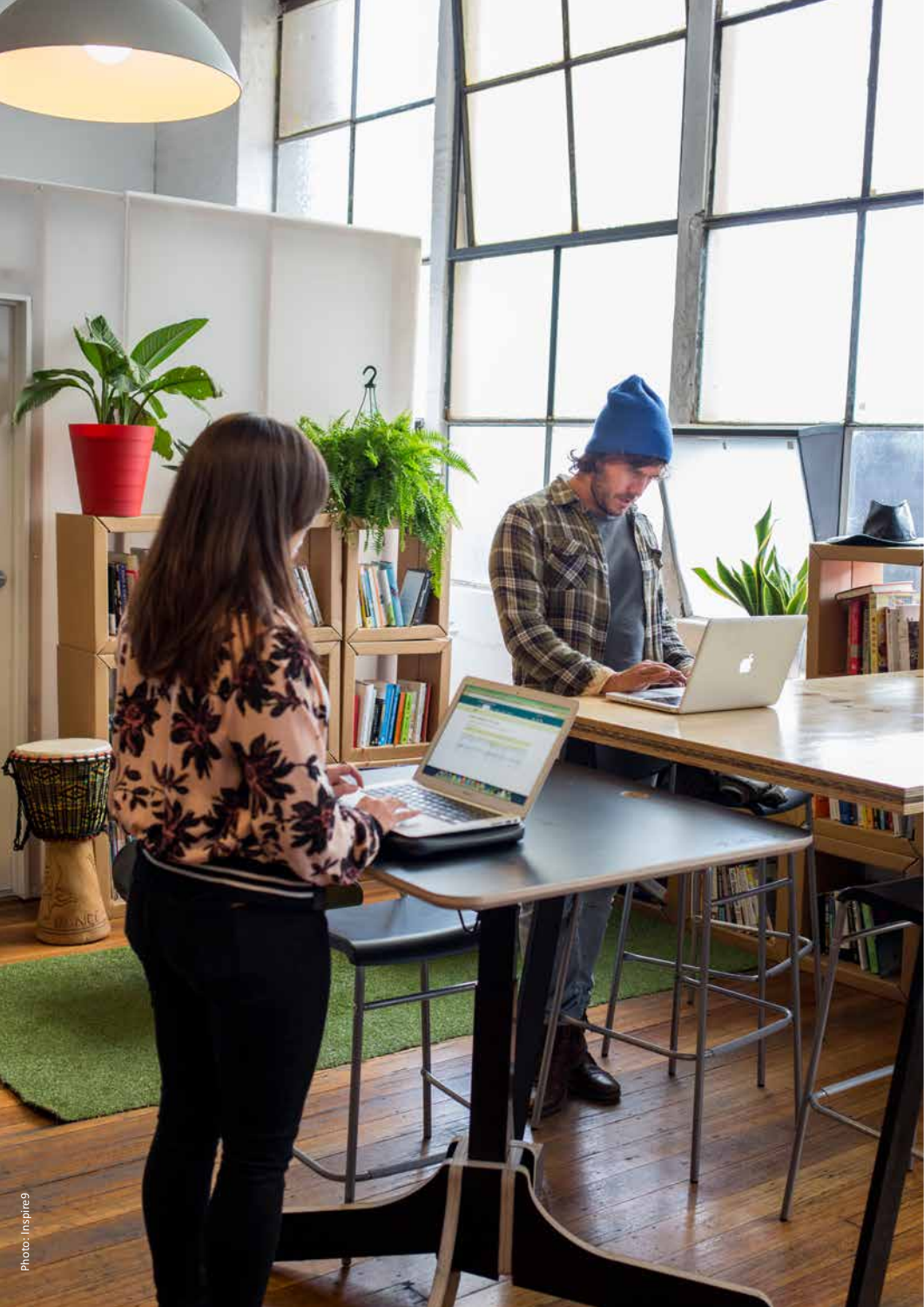Photo: Inspire9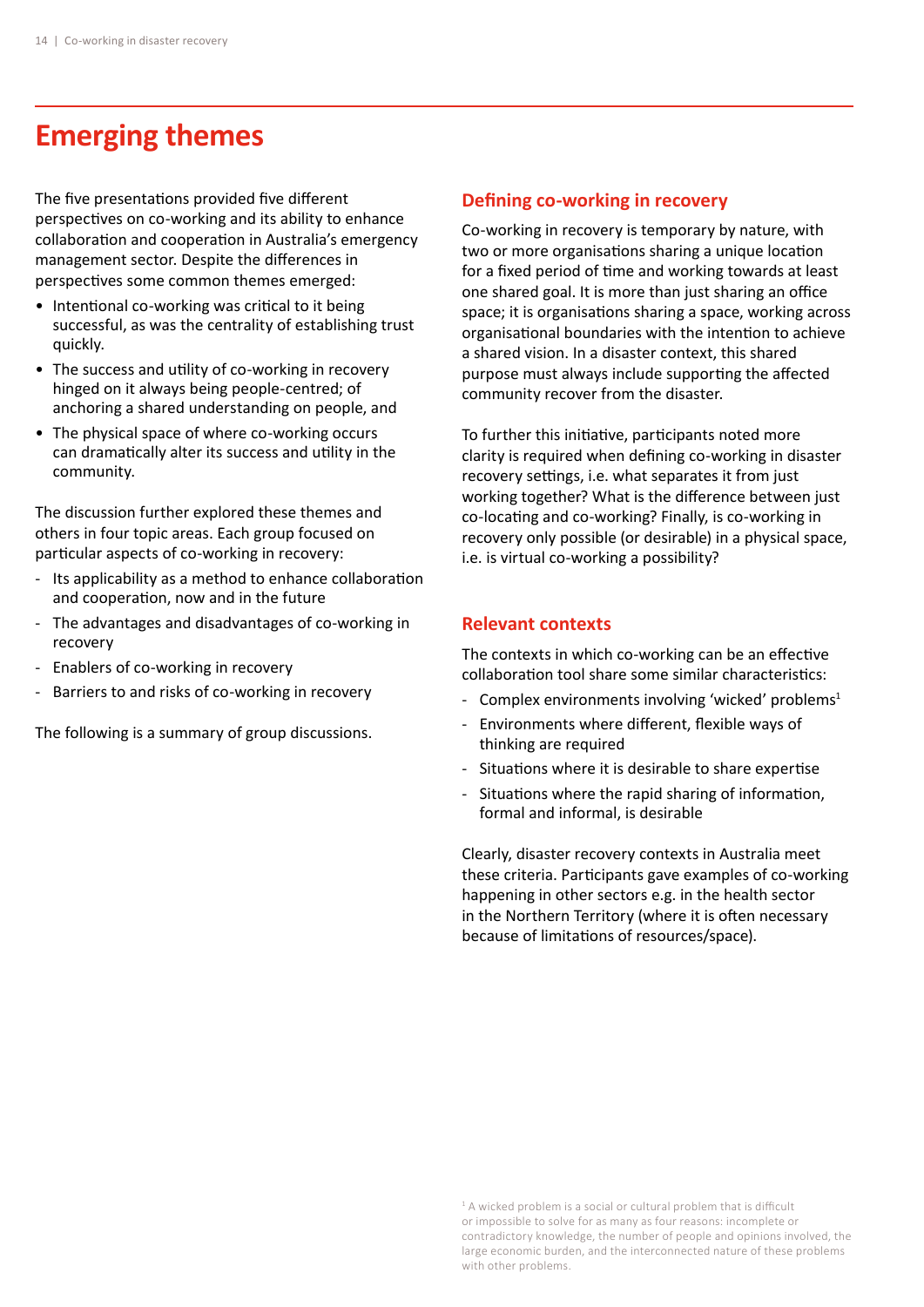# Emerging themes

The five presentations provided five different perspectives on co-working and its ability to enhance collaboration and cooperation in Australia's emergency management sector. Despite the differences in perspectives some common themes emerged:

- Intentional co-working was critical to it being successful, as was the centrality of establishing trust quickly.
- The success and utility of co-working in recovery hinged on it always being people-centred; of anchoring a shared understanding on people, and
- The physical space of where co-working occurs can dramatically alter its success and utility in the community.

The discussion further explored these themes and others in four topic areas. Each group focused on particular aspects of co-working in recovery:

- Its applicability as a method to enhance collaboration and cooperation, now and in the future
- The advantages and disadvantages of co-working in recovery
- Enablers of co-working in recovery
- Barriers to and risks of co-working in recovery

The following is a summary of group discussions.

## Defining co-working in recovery

Co-working in recovery is temporary by nature, with two or more organisations sharing a unique location for a fixed period of time and working towards at least one shared goal. It is more than just sharing an office space; it is organisations sharing a space, working across organisational boundaries with the intention to achieve a shared vision. In a disaster context, this shared purpose must always include supporting the affected community recover from the disaster.

To further this initiative, participants noted more clarity is required when defining co-working in disaster recovery settings, i.e. what separates it from just working together? What is the difference between just co-locating and co-working? Finally, is co-working in recovery only possible (or desirable) in a physical space, i.e. is virtual co-working a possibility?

## Relevant contexts

The contexts in which co-working can be an effective collaboration tool share some similar characteristics:

- Complex environments involving 'wicked' problems[1]
- Environments where different, flexible ways of thinking are required
- Situations where it is desirable to share expertise
- Situations where the rapid sharing of information, formal and informal, is desirable

Clearly, disaster recovery contexts in Australia meet these criteria. Participants gave examples of co-working happening in other sectors e.g. in the health sector in the Northern Territory (where it is often necessary because of limitations of resources/space).

[1] A wicked problem is a social or cultural problem that is difficult or impossible to solve for as many as four reasons: incomplete or contradictory knowledge, the number of people and opinions involved, the large economic burden, and the interconnected nature of these problems with other problems.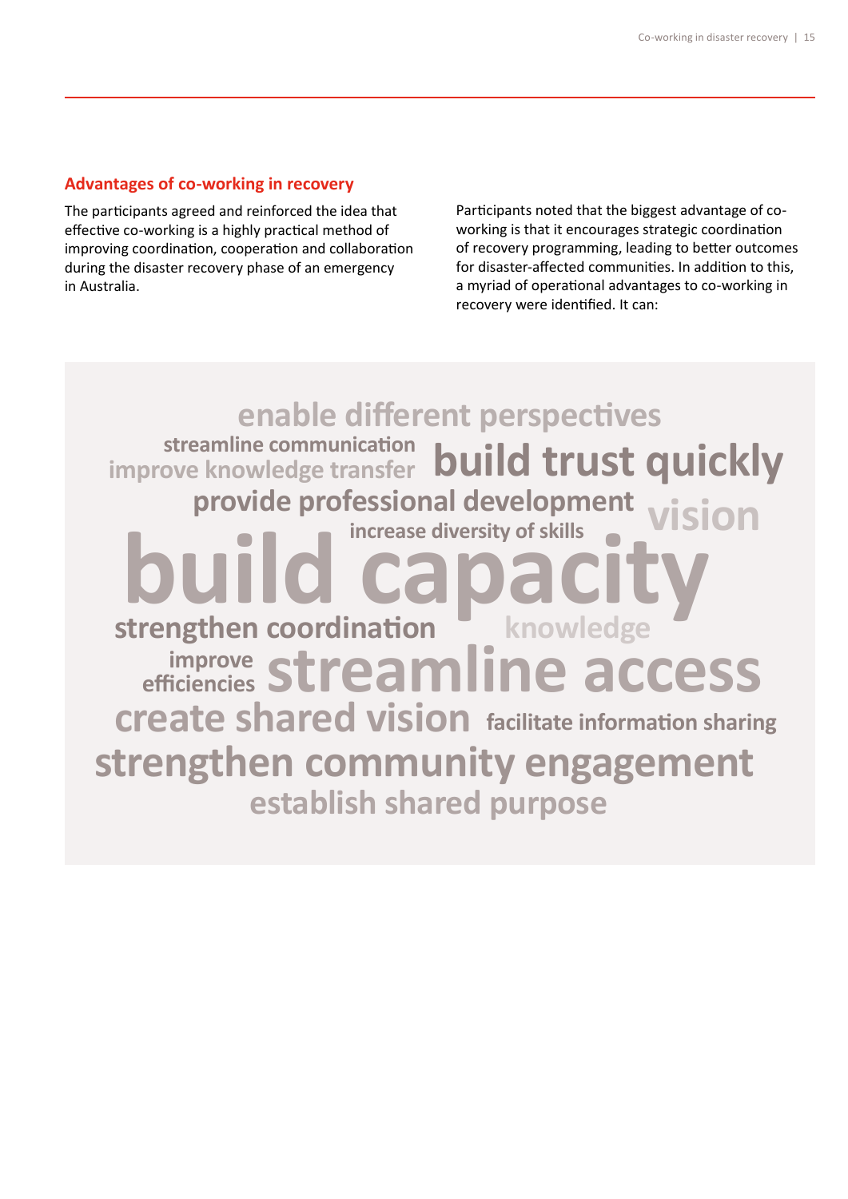## Advantages of co-working in recovery

The participants agreed and reinforced the idea that effective co-working is a highly practical method of improving coordination, cooperation and collaboration during the disaster recovery phase of an emergency in Australia.

Participants noted that the biggest advantage of co-working is that it encourages strategic coordination of recovery programming, leading to better outcomes for disaster-affected communities. In addition to this, a myriad of operational advantages to co-working in recovery were identified. It can:

enable different perspectives
streamline communication
improve knowledge transfer
build trust quickly
provide professional development
vision
increase diversity of skills
build capacity
strengthen coordination
knowledge
improve efficiencies
streamline access
create shared vision
facilitate information sharing
strengthen community engagement
establish shared purpose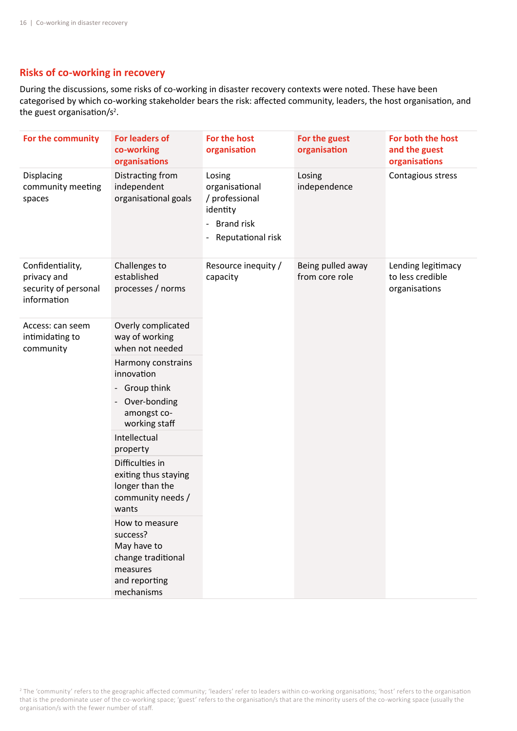## Risks of co-working in recovery

During the discussions, some risks of co-working in disaster recovery contexts were noted. These have been categorised by which co-working stakeholder bears the risk: affected community, leaders, the host organisation, and the guest organisation/s[2].

| For the community | For leaders of co-working organisations | For the host organisation | For the guest organisation | For both the host and the guest organisations |
|---|---|---|---|---|
| Displacing community meeting spaces | Distracting from independent organisational goals | Losing organisational / professional identity<br>- Brand risk<br>- Reputational risk | Losing independence | Contagious stress |
| Confidentiality, privacy and security of personal information | Challenges to established processes / norms | Resource inequity / capacity | Being pulled away from core role | Lending legitimacy to less credible organisations |
| Access: can seem intimidating to community | Overly complicated way of working when not needed | | | |
| | Harmony constrains innovation<br>- Group think<br>- Over-bonding amongst co-working staff | | | |
| | Intellectual property | | | |
| | Difficulties in exiting thus staying longer than the community needs / wants | | | |
| | How to measure success? May have to change traditional measures and reporting mechanisms | | | |

[2] The 'community' refers to the geographic affected community; 'leaders' refer to leaders within co-working organisations; 'host' refers to the organisation that is the predominate user of the co-working space; 'guest' refers to the organisation/s that are the minority users of the co-working space (usually the organisation/s with the fewer number of staff.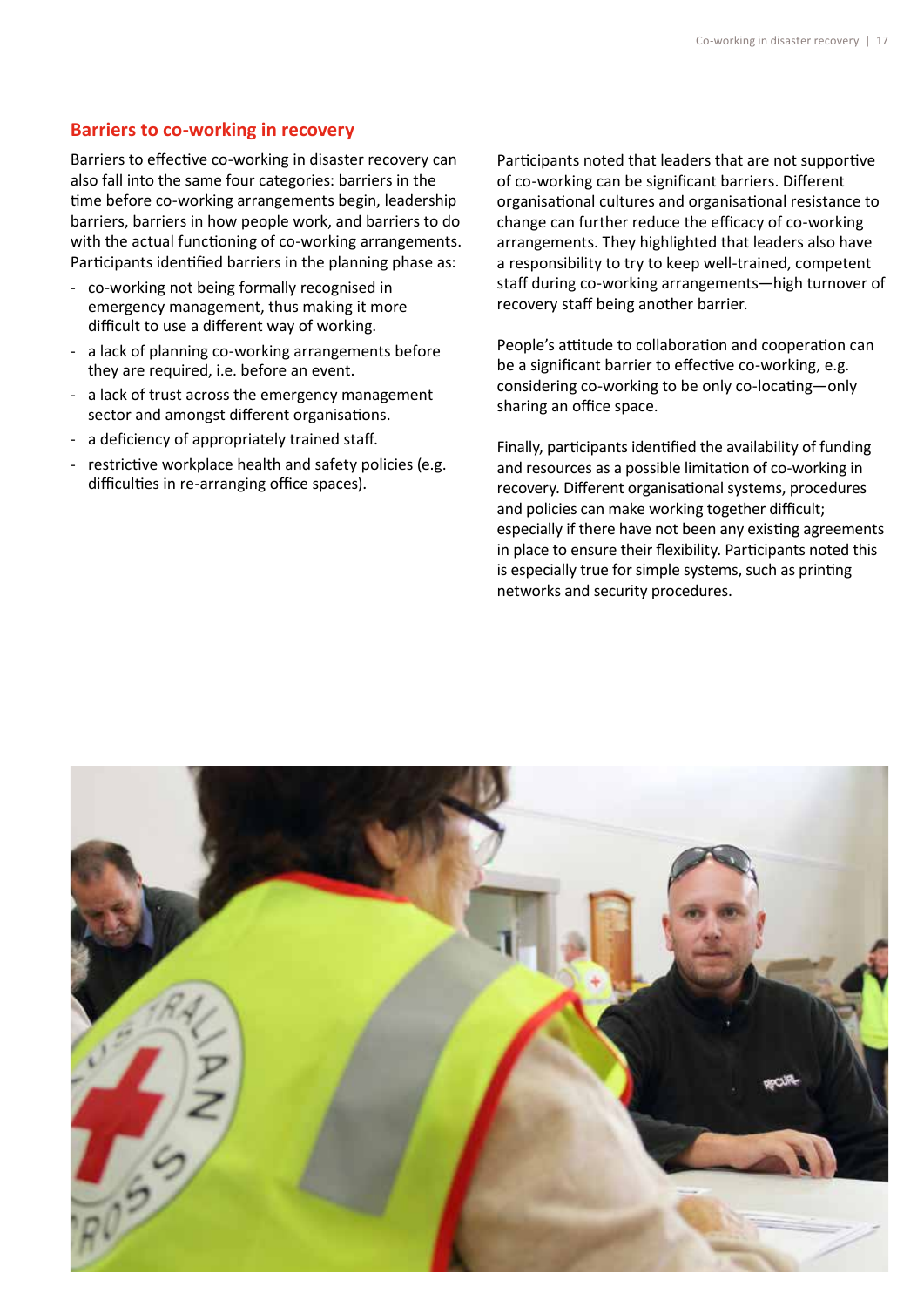## Barriers to co-working in recovery

Barriers to effective co-working in disaster recovery can also fall into the same four categories: barriers in the time before co-working arrangements begin, leadership barriers, barriers in how people work, and barriers to do with the actual functioning of co-working arrangements. Participants identified barriers in the planning phase as:

- co-working not being formally recognised in emergency management, thus making it more difficult to use a different way of working.
- a lack of planning co-working arrangements before they are required, i.e. before an event.
- a lack of trust across the emergency management sector and amongst different organisations.
- a deficiency of appropriately trained staff.
- restrictive workplace health and safety policies (e.g. difficulties in re-arranging office spaces).

Participants noted that leaders that are not supportive of co-working can be significant barriers. Different organisational cultures and organisational resistance to change can further reduce the efficacy of co-working arrangements. They highlighted that leaders also have a responsibility to try to keep well-trained, competent staff during co-working arrangements—high turnover of recovery staff being another barrier.

People's attitude to collaboration and cooperation can be a significant barrier to effective co-working, e.g. considering co-working to be only co-locating—only sharing an office space.

Finally, participants identified the availability of funding and resources as a possible limitation of co-working in recovery. Different organisational systems, procedures and policies can make working together difficult; especially if there have not been any existing agreements in place to ensure their flexibility. Participants noted this is especially true for simple systems, such as printing networks and security procedures.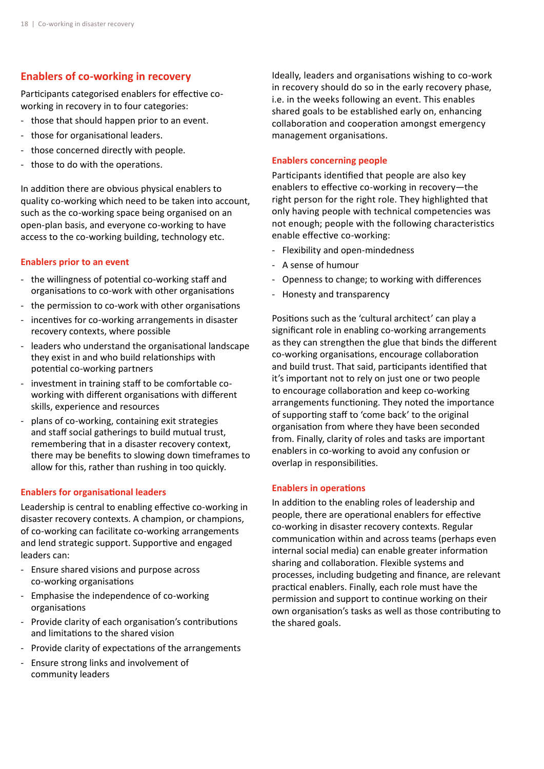## Enablers of co-working in recovery

Participants categorised enablers for effective co-working in recovery in to four categories:

- those that should happen prior to an event.
- those for organisational leaders.
- those concerned directly with people.
- those to do with the operations.

In addition there are obvious physical enablers to quality co-working which need to be taken into account, such as the co-working space being organised on an open-plan basis, and everyone co-working to have access to the co-working building, technology etc.

### Enablers prior to an event

- the willingness of potential co-working staff and organisations to co-work with other organisations
- the permission to co-work with other organisations
- incentives for co-working arrangements in disaster recovery contexts, where possible
- leaders who understand the organisational landscape they exist in and who build relationships with potential co-working partners
- investment in training staff to be comfortable co-working with different organisations with different skills, experience and resources
- plans of co-working, containing exit strategies and staff social gatherings to build mutual trust, remembering that in a disaster recovery context, there may be benefits to slowing down timeframes to allow for this, rather than rushing in too quickly.

### Enablers for organisational leaders

Leadership is central to enabling effective co-working in disaster recovery contexts. A champion, or champions, of co-working can facilitate co-working arrangements and lend strategic support. Supportive and engaged leaders can:

- Ensure shared visions and purpose across co-working organisations
- Emphasise the independence of co-working organisations
- Provide clarity of each organisation's contributions and limitations to the shared vision
- Provide clarity of expectations of the arrangements
- Ensure strong links and involvement of community leaders

Ideally, leaders and organisations wishing to co-work in recovery should do so in the early recovery phase, i.e. in the weeks following an event. This enables shared goals to be established early on, enhancing collaboration and cooperation amongst emergency management organisations.

### Enablers concerning people

Participants identified that people are also key enablers to effective co-working in recovery—the right person for the right role. They highlighted that only having people with technical competencies was not enough; people with the following characteristics enable effective co-working:

- Flexibility and open-mindedness
- A sense of humour
- Openness to change; to working with differences
- Honesty and transparency

Positions such as the 'cultural architect' can play a significant role in enabling co-working arrangements as they can strengthen the glue that binds the different co-working organisations, encourage collaboration and build trust. That said, participants identified that it's important not to rely on just one or two people to encourage collaboration and keep co-working arrangements functioning. They noted the importance of supporting staff to 'come back' to the original organisation from where they have been seconded from. Finally, clarity of roles and tasks are important enablers in co-working to avoid any confusion or overlap in responsibilities.

### Enablers in operations

In addition to the enabling roles of leadership and people, there are operational enablers for effective co-working in disaster recovery contexts. Regular communication within and across teams (perhaps even internal social media) can enable greater information sharing and collaboration. Flexible systems and processes, including budgeting and finance, are relevant practical enablers. Finally, each role must have the permission and support to continue working on their own organisation's tasks as well as those contributing to the shared goals.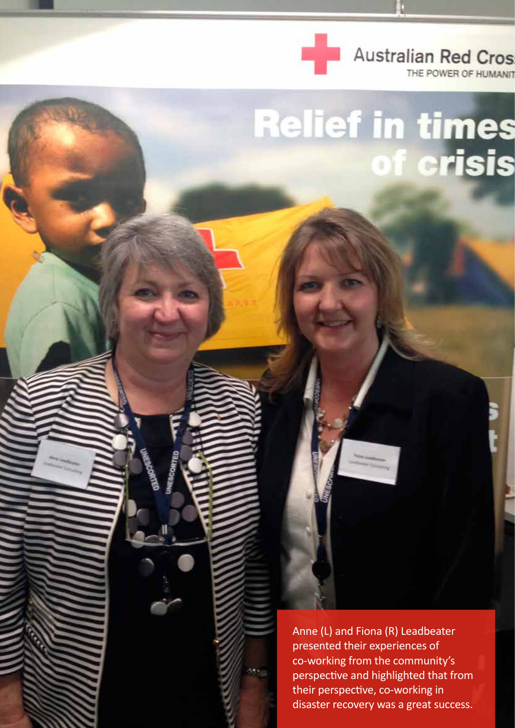Anne (L) and Fiona (R) Leadbeater presented their experiences of co-working from the community's perspective and highlighted that from their perspective, co-working in disaster recovery was a great success.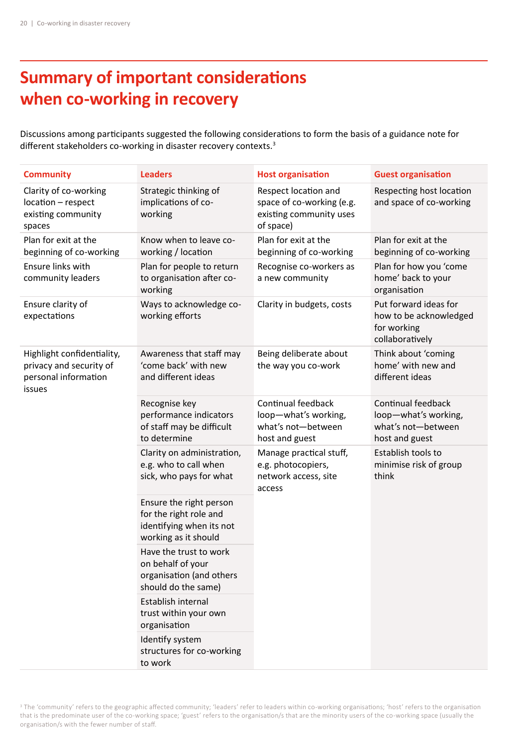# Summary of important considerations when co-working in recovery

Discussions among participants suggested the following considerations to form the basis of a guidance note for different stakeholders co-working in disaster recovery contexts.[3]

| Community | Leaders | Host organisation | Guest organisation |
|---|---|---|---|
| Clarity of co-working location – respect existing community spaces | Strategic thinking of implications of co-working | Respect location and space of co-working (e.g. existing community uses of space) | Respecting host location and space of co-working |
| Plan for exit at the beginning of co-working | Know when to leave co-working / location | Plan for exit at the beginning of co-working | Plan for exit at the beginning of co-working |
| Ensure links with community leaders | Plan for people to return to organisation after co-working | Recognise co-workers as a new community | Plan for how you 'come home' back to your organisation |
| Ensure clarity of expectations | Ways to acknowledge co-working efforts | Clarity in budgets, costs | Put forward ideas for how to be acknowledged for working collaboratively |
| Highlight confidentiality, privacy and security of personal information issues | Awareness that staff may 'come back' with new and different ideas | Being deliberate about the way you co-work | Think about 'coming home' with new and different ideas |
| | Recognise key performance indicators of staff may be difficult to determine | Continual feedback loop—what's working, what's not—between host and guest | Continual feedback loop—what's working, what's not—between host and guest |
| | Clarity on administration, e.g. who to call when sick, who pays for what | Manage practical stuff, e.g. photocopiers, network access, site access | Establish tools to minimise risk of group think |
| | Ensure the right person for the right role and identifying when its not working as it should | | |
| | Have the trust to work on behalf of your organisation (and others should do the same) | | |
| | Establish internal trust within your own organisation | | |
| | Identify system structures for co-working to work | | |

[3] The 'community' refers to the geographic affected community; 'leaders' refer to leaders within co-working organisations; 'host' refers to the organisation that is the predominate user of the co-working space; 'guest' refers to the organisation/s that are the minority users of the co-working space (usually the organisation/s with the fewer number of staff.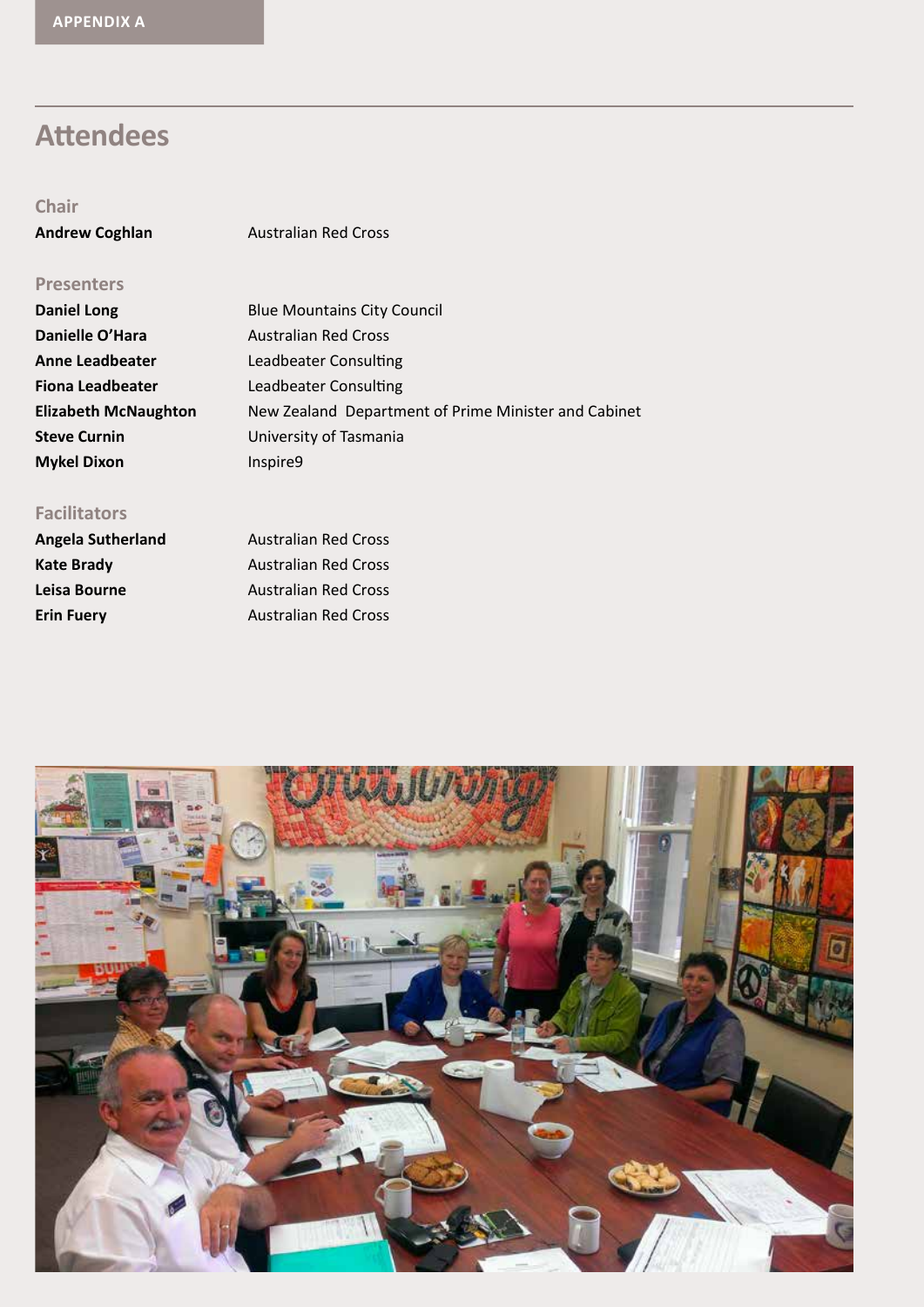APPENDIX A

## Attendees

### Chair

| | |
|---|---|
| **Andrew Coghlan** | Australian Red Cross |

### Presenters

| | |
|---|---|
| **Daniel Long** | Blue Mountains City Council |
| **Danielle O'Hara** | Australian Red Cross |
| **Anne Leadbeater** | Leadbeater Consulting |
| **Fiona Leadbeater** | Leadbeater Consulting |
| **Elizabeth McNaughton** | New Zealand Department of Prime Minister and Cabinet |
| **Steve Curnin** | University of Tasmania |
| **Mykel Dixon** | Inspire9 |

### Facilitators

| | |
|---|---|
| **Angela Sutherland** | Australian Red Cross |
| **Kate Brady** | Australian Red Cross |
| **Leisa Bourne** | Australian Red Cross |
| **Erin Fuery** | Australian Red Cross |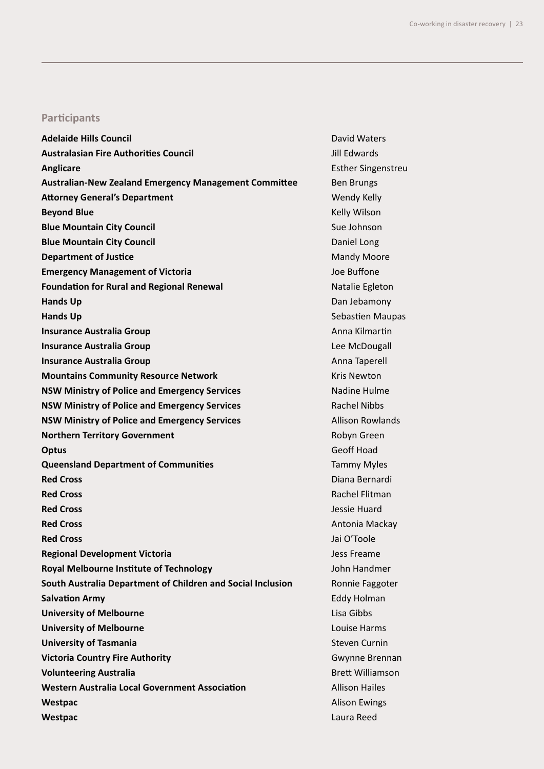## Participants

| Organisation | Name |
|---|---|
| **Adelaide Hills Council** | David Waters |
| **Australasian Fire Authorities Council** | Jill Edwards |
| **Anglicare** | Esther Singenstreu |
| **Australian-New Zealand Emergency Management Committee** | Ben Brungs |
| **Attorney General's Department** | Wendy Kelly |
| **Beyond Blue** | Kelly Wilson |
| **Blue Mountain City Council** | Sue Johnson |
| **Blue Mountain City Council** | Daniel Long |
| **Department of Justice** | Mandy Moore |
| **Emergency Management of Victoria** | Joe Buffone |
| **Foundation for Rural and Regional Renewal** | Natalie Egleton |
| **Hands Up** | Dan Jebamony |
| **Hands Up** | Sebastien Maupas |
| **Insurance Australia Group** | Anna Kilmartin |
| **Insurance Australia Group** | Lee McDougall |
| **Insurance Australia Group** | Anna Taperell |
| **Mountains Community Resource Network** | Kris Newton |
| **NSW Ministry of Police and Emergency Services** | Nadine Hulme |
| **NSW Ministry of Police and Emergency Services** | Rachel Nibbs |
| **NSW Ministry of Police and Emergency Services** | Allison Rowlands |
| **Northern Territory Government** | Robyn Green |
| **Optus** | Geoff Hoad |
| **Queensland Department of Communities** | Tammy Myles |
| **Red Cross** | Diana Bernardi |
| **Red Cross** | Rachel Flitman |
| **Red Cross** | Jessie Huard |
| **Red Cross** | Antonia Mackay |
| **Red Cross** | Jai O'Toole |
| **Regional Development Victoria** | Jess Freame |
| **Royal Melbourne Institute of Technology** | John Handmer |
| **South Australia Department of Children and Social Inclusion** | Ronnie Faggoter |
| **Salvation Army** | Eddy Holman |
| **University of Melbourne** | Lisa Gibbs |
| **University of Melbourne** | Louise Harms |
| **University of Tasmania** | Steven Curnin |
| **Victoria Country Fire Authority** | Gwynne Brennan |
| **Volunteering Australia** | Brett Williamson |
| **Western Australia Local Government Association** | Allison Hailes |
| **Westpac** | Alison Ewings |
| **Westpac** | Laura Reed |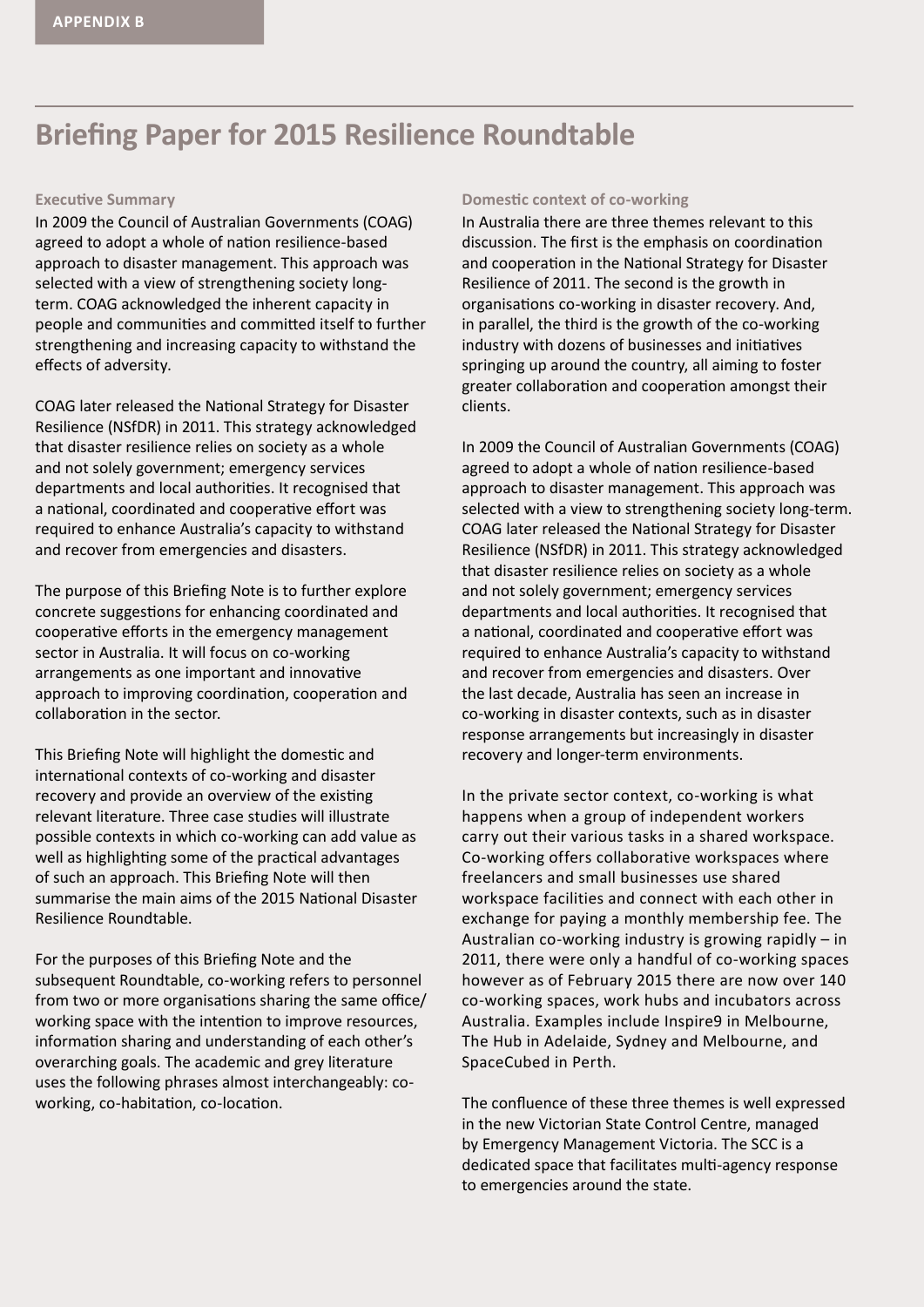APPENDIX B

# Briefing Paper for 2015 Resilience Roundtable

### Executive Summary

In 2009 the Council of Australian Governments (COAG) agreed to adopt a whole of nation resilience-based approach to disaster management. This approach was selected with a view of strengthening society long-term. COAG acknowledged the inherent capacity in people and communities and committed itself to further strengthening and increasing capacity to withstand the effects of adversity.

COAG later released the National Strategy for Disaster Resilience (NSfDR) in 2011. This strategy acknowledged that disaster resilience relies on society as a whole and not solely government; emergency services departments and local authorities. It recognised that a national, coordinated and cooperative effort was required to enhance Australia's capacity to withstand and recover from emergencies and disasters.

The purpose of this Briefing Note is to further explore concrete suggestions for enhancing coordinated and cooperative efforts in the emergency management sector in Australia. It will focus on co-working arrangements as one important and innovative approach to improving coordination, cooperation and collaboration in the sector.

This Briefing Note will highlight the domestic and international contexts of co-working and disaster recovery and provide an overview of the existing relevant literature. Three case studies will illustrate possible contexts in which co-working can add value as well as highlighting some of the practical advantages of such an approach. This Briefing Note will then summarise the main aims of the 2015 National Disaster Resilience Roundtable.

For the purposes of this Briefing Note and the subsequent Roundtable, co-working refers to personnel from two or more organisations sharing the same office/working space with the intention to improve resources, information sharing and understanding of each other's overarching goals. The academic and grey literature uses the following phrases almost interchangeably: co-working, co-habitation, co-location.

### Domestic context of co-working

In Australia there are three themes relevant to this discussion. The first is the emphasis on coordination and cooperation in the National Strategy for Disaster Resilience of 2011. The second is the growth in organisations co-working in disaster recovery. And, in parallel, the third is the growth of the co-working industry with dozens of businesses and initiatives springing up around the country, all aiming to foster greater collaboration and cooperation amongst their clients.

In 2009 the Council of Australian Governments (COAG) agreed to adopt a whole of nation resilience-based approach to disaster management. This approach was selected with a view to strengthening society long-term. COAG later released the National Strategy for Disaster Resilience (NSfDR) in 2011. This strategy acknowledged that disaster resilience relies on society as a whole and not solely government; emergency services departments and local authorities. It recognised that a national, coordinated and cooperative effort was required to enhance Australia's capacity to withstand and recover from emergencies and disasters. Over the last decade, Australia has seen an increase in co-working in disaster contexts, such as in disaster response arrangements but increasingly in disaster recovery and longer-term environments.

In the private sector context, co-working is what happens when a group of independent workers carry out their various tasks in a shared workspace. Co-working offers collaborative workspaces where freelancers and small businesses use shared workspace facilities and connect with each other in exchange for paying a monthly membership fee. The Australian co-working industry is growing rapidly – in 2011, there were only a handful of co-working spaces however as of February 2015 there are now over 140 co-working spaces, work hubs and incubators across Australia. Examples include Inspire9 in Melbourne, The Hub in Adelaide, Sydney and Melbourne, and SpaceCubed in Perth.

The confluence of these three themes is well expressed in the new Victorian State Control Centre, managed by Emergency Management Victoria. The SCC is a dedicated space that facilitates multi-agency response to emergencies around the state.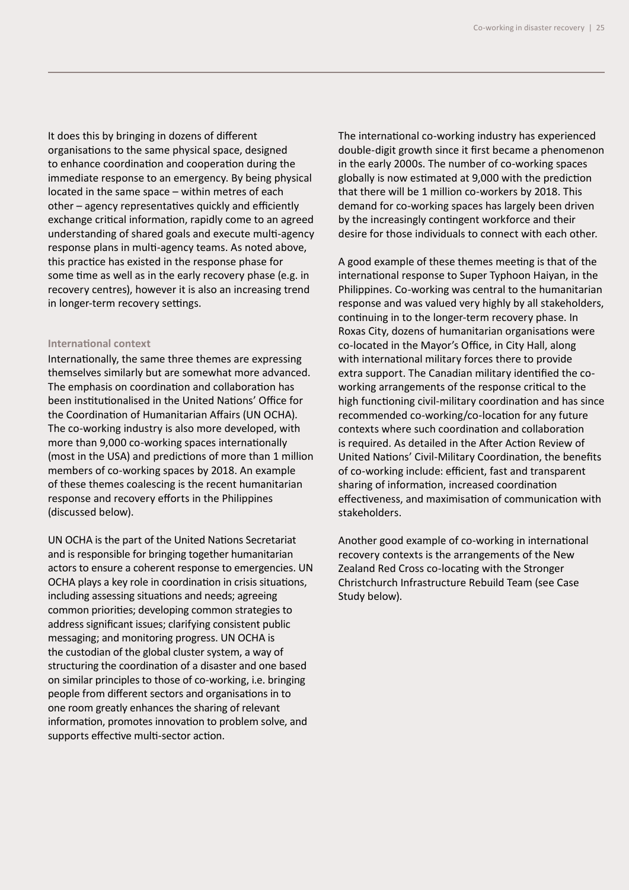It does this by bringing in dozens of different organisations to the same physical space, designed to enhance coordination and cooperation during the immediate response to an emergency. By being physical located in the same space – within metres of each other – agency representatives quickly and efficiently exchange critical information, rapidly come to an agreed understanding of shared goals and execute multi-agency response plans in multi-agency teams. As noted above, this practice has existed in the response phase for some time as well as in the early recovery phase (e.g. in recovery centres), however it is also an increasing trend in longer-term recovery settings.

#### International context

Internationally, the same three themes are expressing themselves similarly but are somewhat more advanced. The emphasis on coordination and collaboration has been institutionalised in the United Nations' Office for the Coordination of Humanitarian Affairs (UN OCHA). The co-working industry is also more developed, with more than 9,000 co-working spaces internationally (most in the USA) and predictions of more than 1 million members of co-working spaces by 2018. An example of these themes coalescing is the recent humanitarian response and recovery efforts in the Philippines (discussed below).

UN OCHA is the part of the United Nations Secretariat and is responsible for bringing together humanitarian actors to ensure a coherent response to emergencies. UN OCHA plays a key role in coordination in crisis situations, including assessing situations and needs; agreeing common priorities; developing common strategies to address significant issues; clarifying consistent public messaging; and monitoring progress. UN OCHA is the custodian of the global cluster system, a way of structuring the coordination of a disaster and one based on similar principles to those of co-working, i.e. bringing people from different sectors and organisations in to one room greatly enhances the sharing of relevant information, promotes innovation to problem solve, and supports effective multi-sector action.

The international co-working industry has experienced double-digit growth since it first became a phenomenon in the early 2000s. The number of co-working spaces globally is now estimated at 9,000 with the prediction that there will be 1 million co-workers by 2018. This demand for co-working spaces has largely been driven by the increasingly contingent workforce and their desire for those individuals to connect with each other.

A good example of these themes meeting is that of the international response to Super Typhoon Haiyan, in the Philippines. Co-working was central to the humanitarian response and was valued very highly by all stakeholders, continuing in to the longer-term recovery phase. In Roxas City, dozens of humanitarian organisations were co-located in the Mayor's Office, in City Hall, along with international military forces there to provide extra support. The Canadian military identified the co-working arrangements of the response critical to the high functioning civil-military coordination and has since recommended co-working/co-location for any future contexts where such coordination and collaboration is required. As detailed in the After Action Review of United Nations' Civil-Military Coordination, the benefits of co-working include: efficient, fast and transparent sharing of information, increased coordination effectiveness, and maximisation of communication with stakeholders.

Another good example of co-working in international recovery contexts is the arrangements of the New Zealand Red Cross co-locating with the Stronger Christchurch Infrastructure Rebuild Team (see Case Study below).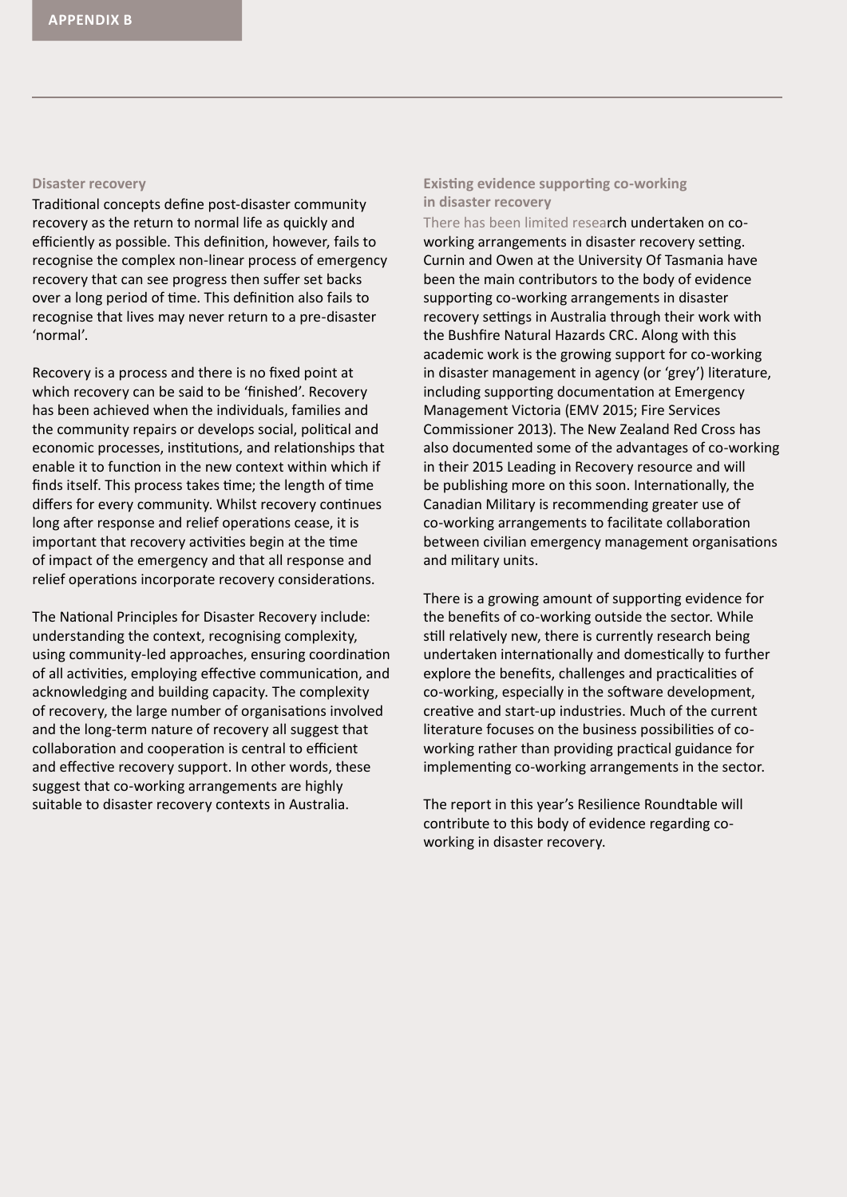### Disaster recovery

Traditional concepts define post-disaster community recovery as the return to normal life as quickly and efficiently as possible. This definition, however, fails to recognise the complex non-linear process of emergency recovery that can see progress then suffer set backs over a long period of time. This definition also fails to recognise that lives may never return to a pre-disaster 'normal'.

Recovery is a process and there is no fixed point at which recovery can be said to be 'finished'. Recovery has been achieved when the individuals, families and the community repairs or develops social, political and economic processes, institutions, and relationships that enable it to function in the new context within which if finds itself. This process takes time; the length of time differs for every community. Whilst recovery continues long after response and relief operations cease, it is important that recovery activities begin at the time of impact of the emergency and that all response and relief operations incorporate recovery considerations.

The National Principles for Disaster Recovery include: understanding the context, recognising complexity, using community-led approaches, ensuring coordination of all activities, employing effective communication, and acknowledging and building capacity. The complexity of recovery, the large number of organisations involved and the long-term nature of recovery all suggest that collaboration and cooperation is central to efficient and effective recovery support. In other words, these suggest that co-working arrangements are highly suitable to disaster recovery contexts in Australia.

### Existing evidence supporting co-working in disaster recovery

There has been limited research undertaken on co-working arrangements in disaster recovery setting. Curnin and Owen at the University Of Tasmania have been the main contributors to the body of evidence supporting co-working arrangements in disaster recovery settings in Australia through their work with the Bushfire Natural Hazards CRC. Along with this academic work is the growing support for co-working in disaster management in agency (or 'grey') literature, including supporting documentation at Emergency Management Victoria (EMV 2015; Fire Services Commissioner 2013). The New Zealand Red Cross has also documented some of the advantages of co-working in their 2015 Leading in Recovery resource and will be publishing more on this soon. Internationally, the Canadian Military is recommending greater use of co-working arrangements to facilitate collaboration between civilian emergency management organisations and military units.

There is a growing amount of supporting evidence for the benefits of co-working outside the sector. While still relatively new, there is currently research being undertaken internationally and domestically to further explore the benefits, challenges and practicalities of co-working, especially in the software development, creative and start-up industries. Much of the current literature focuses on the business possibilities of co-working rather than providing practical guidance for implementing co-working arrangements in the sector.

The report in this year's Resilience Roundtable will contribute to this body of evidence regarding co-working in disaster recovery.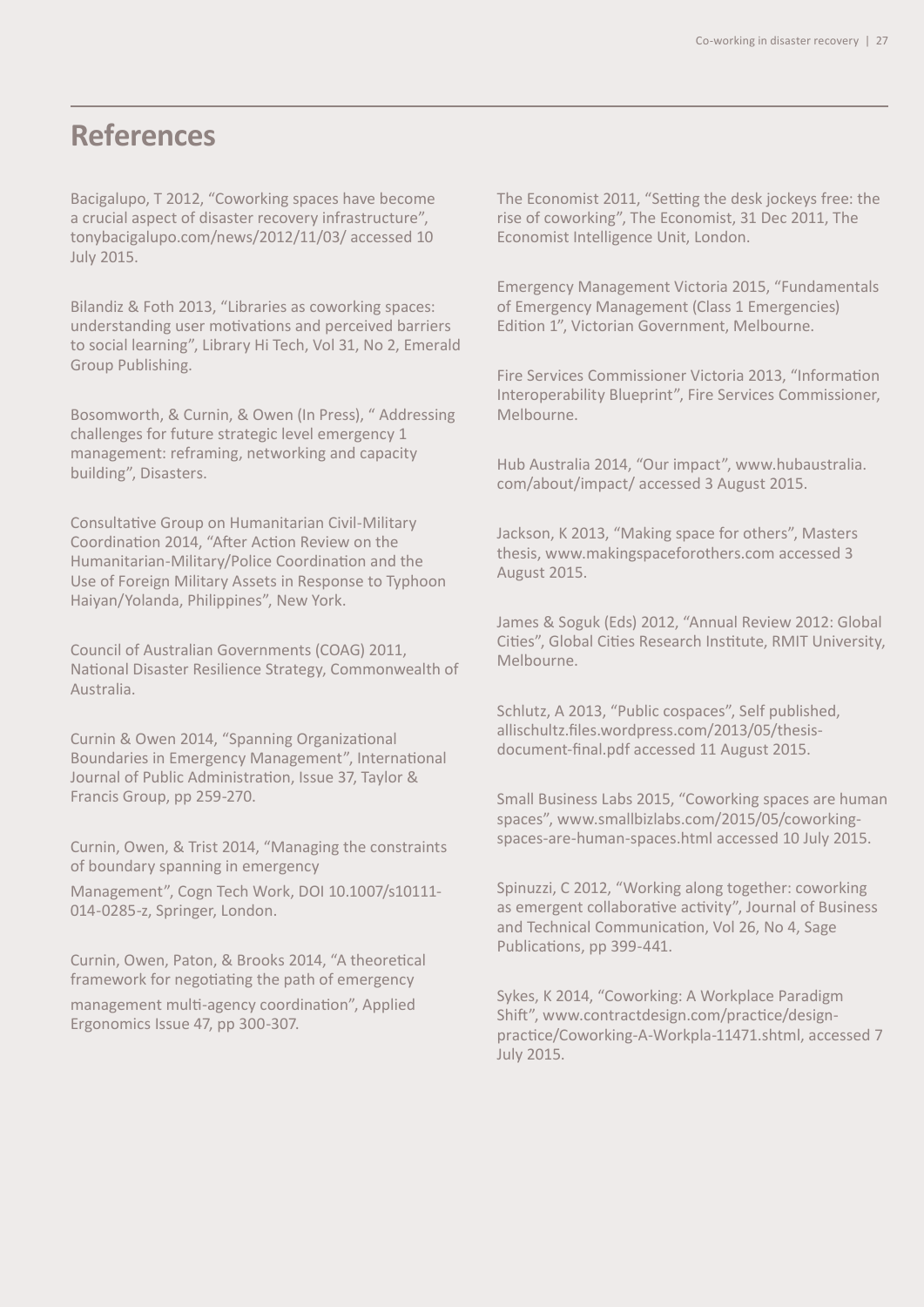# References

Bacigalupo, T 2012, "Coworking spaces have become a crucial aspect of disaster recovery infrastructure", tonybacigalupo.com/news/2012/11/03/ accessed 10 July 2015.

Bilandiz & Foth 2013, "Libraries as coworking spaces: understanding user motivations and perceived barriers to social learning", Library Hi Tech, Vol 31, No 2, Emerald Group Publishing.

Bosomworth, & Curnin, & Owen (In Press), " Addressing challenges for future strategic level emergency 1 management: reframing, networking and capacity building", Disasters.

Consultative Group on Humanitarian Civil-Military Coordination 2014, "After Action Review on the Humanitarian-Military/Police Coordination and the Use of Foreign Military Assets in Response to Typhoon Haiyan/Yolanda, Philippines", New York.

Council of Australian Governments (COAG) 2011, National Disaster Resilience Strategy, Commonwealth of Australia.

Curnin & Owen 2014, "Spanning Organizational Boundaries in Emergency Management", International Journal of Public Administration, Issue 37, Taylor & Francis Group, pp 259-270.

Curnin, Owen, & Trist 2014, "Managing the constraints of boundary spanning in emergency Management", Cogn Tech Work, DOI 10.1007/s10111-014-0285-z, Springer, London.

Curnin, Owen, Paton, & Brooks 2014, "A theoretical framework for negotiating the path of emergency management multi-agency coordination", Applied Ergonomics Issue 47, pp 300-307.

The Economist 2011, "Setting the desk jockeys free: the rise of coworking", The Economist, 31 Dec 2011, The Economist Intelligence Unit, London.

Emergency Management Victoria 2015, "Fundamentals of Emergency Management (Class 1 Emergencies) Edition 1", Victorian Government, Melbourne.

Fire Services Commissioner Victoria 2013, "Information Interoperability Blueprint", Fire Services Commissioner, Melbourne.

Hub Australia 2014, "Our impact", www.hubaustralia.com/about/impact/ accessed 3 August 2015.

Jackson, K 2013, "Making space for others", Masters thesis, www.makingspaceforothers.com accessed 3 August 2015.

James & Soguk (Eds) 2012, "Annual Review 2012: Global Cities", Global Cities Research Institute, RMIT University, Melbourne.

Schlutz, A 2013, "Public cospaces", Self published, allischultz.files.wordpress.com/2013/05/thesis-document-final.pdf accessed 11 August 2015.

Small Business Labs 2015, "Coworking spaces are human spaces", www.smallbizlabs.com/2015/05/coworking-spaces-are-human-spaces.html accessed 10 July 2015.

Spinuzzi, C 2012, "Working along together: coworking as emergent collaborative activity", Journal of Business and Technical Communication, Vol 26, No 4, Sage Publications, pp 399-441.

Sykes, K 2014, "Coworking: A Workplace Paradigm Shift", www.contractdesign.com/practice/design-practice/Coworking-A-Workpla-11471.shtml, accessed 7 July 2015.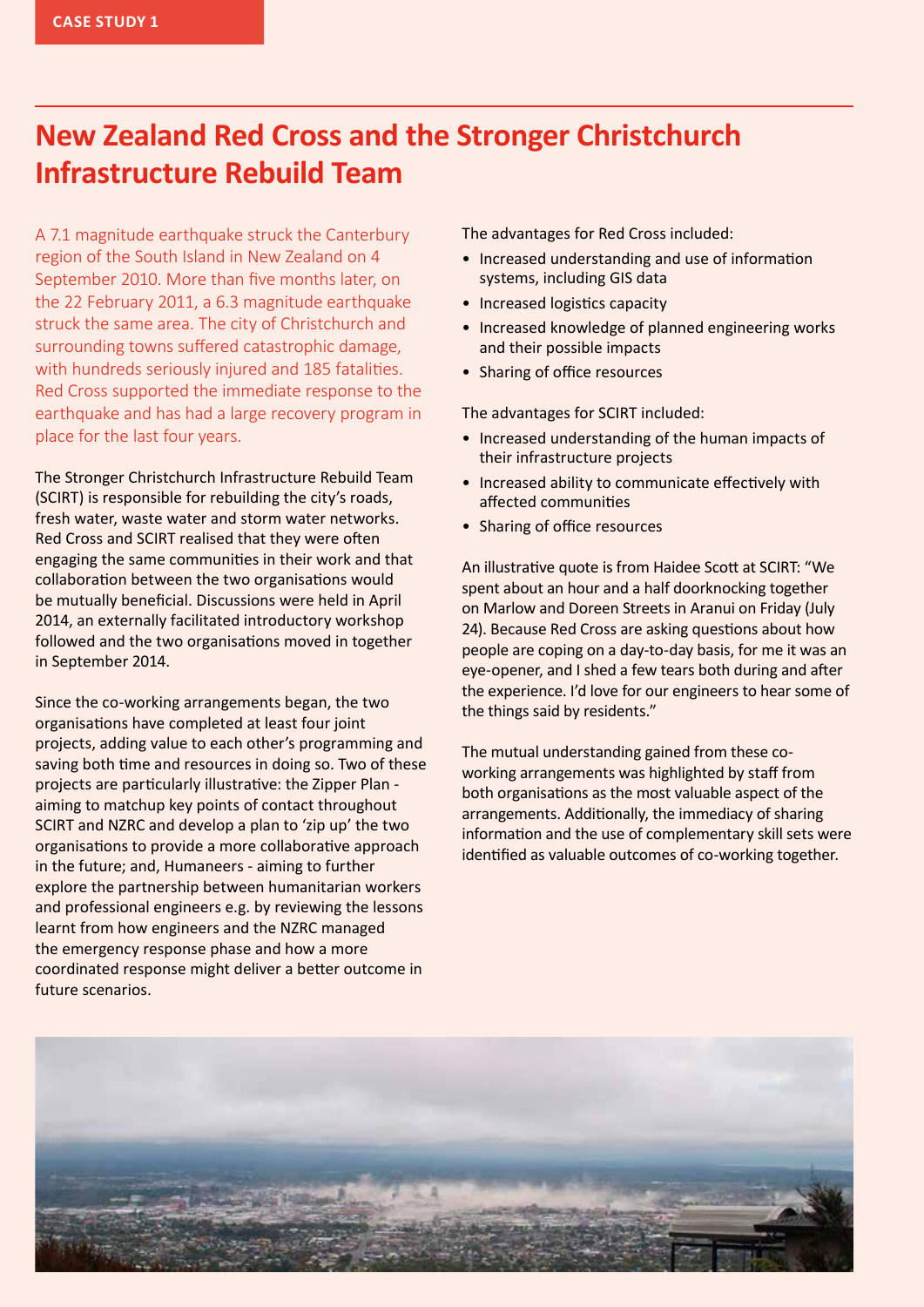CASE STUDY 1

# New Zealand Red Cross and the Stronger Christchurch Infrastructure Rebuild Team

A 7.1 magnitude earthquake struck the Canterbury region of the South Island in New Zealand on 4 September 2010. More than five months later, on the 22 February 2011, a 6.3 magnitude earthquake struck the same area. The city of Christchurch and surrounding towns suffered catastrophic damage, with hundreds seriously injured and 185 fatalities. Red Cross supported the immediate response to the earthquake and has had a large recovery program in place for the last four years.

The Stronger Christchurch Infrastructure Rebuild Team (SCIRT) is responsible for rebuilding the city's roads, fresh water, waste water and storm water networks. Red Cross and SCIRT realised that they were often engaging the same communities in their work and that collaboration between the two organisations would be mutually beneficial. Discussions were held in April 2014, an externally facilitated introductory workshop followed and the two organisations moved in together in September 2014.

Since the co-working arrangements began, the two organisations have completed at least four joint projects, adding value to each other's programming and saving both time and resources in doing so. Two of these projects are particularly illustrative: the Zipper Plan - aiming to matchup key points of contact throughout SCIRT and NZRC and develop a plan to 'zip up' the two organisations to provide a more collaborative approach in the future; and, Humaneers - aiming to further explore the partnership between humanitarian workers and professional engineers e.g. by reviewing the lessons learnt from how engineers and the NZRC managed the emergency response phase and how a more coordinated response might deliver a better outcome in future scenarios.

The advantages for Red Cross included:

- Increased understanding and use of information systems, including GIS data
- Increased logistics capacity
- Increased knowledge of planned engineering works and their possible impacts
- Sharing of office resources

The advantages for SCIRT included:

- Increased understanding of the human impacts of their infrastructure projects
- Increased ability to communicate effectively with affected communities
- Sharing of office resources

An illustrative quote is from Haidee Scott at SCIRT: "We spent about an hour and a half doorknocking together on Marlow and Doreen Streets in Aranui on Friday (July 24). Because Red Cross are asking questions about how people are coping on a day-to-day basis, for me it was an eye-opener, and I shed a few tears both during and after the experience. I'd love for our engineers to hear some of the things said by residents."

The mutual understanding gained from these co-working arrangements was highlighted by staff from both organisations as the most valuable aspect of the arrangements. Additionally, the immediacy of sharing information and the use of complementary skill sets were identified as valuable outcomes of co-working together.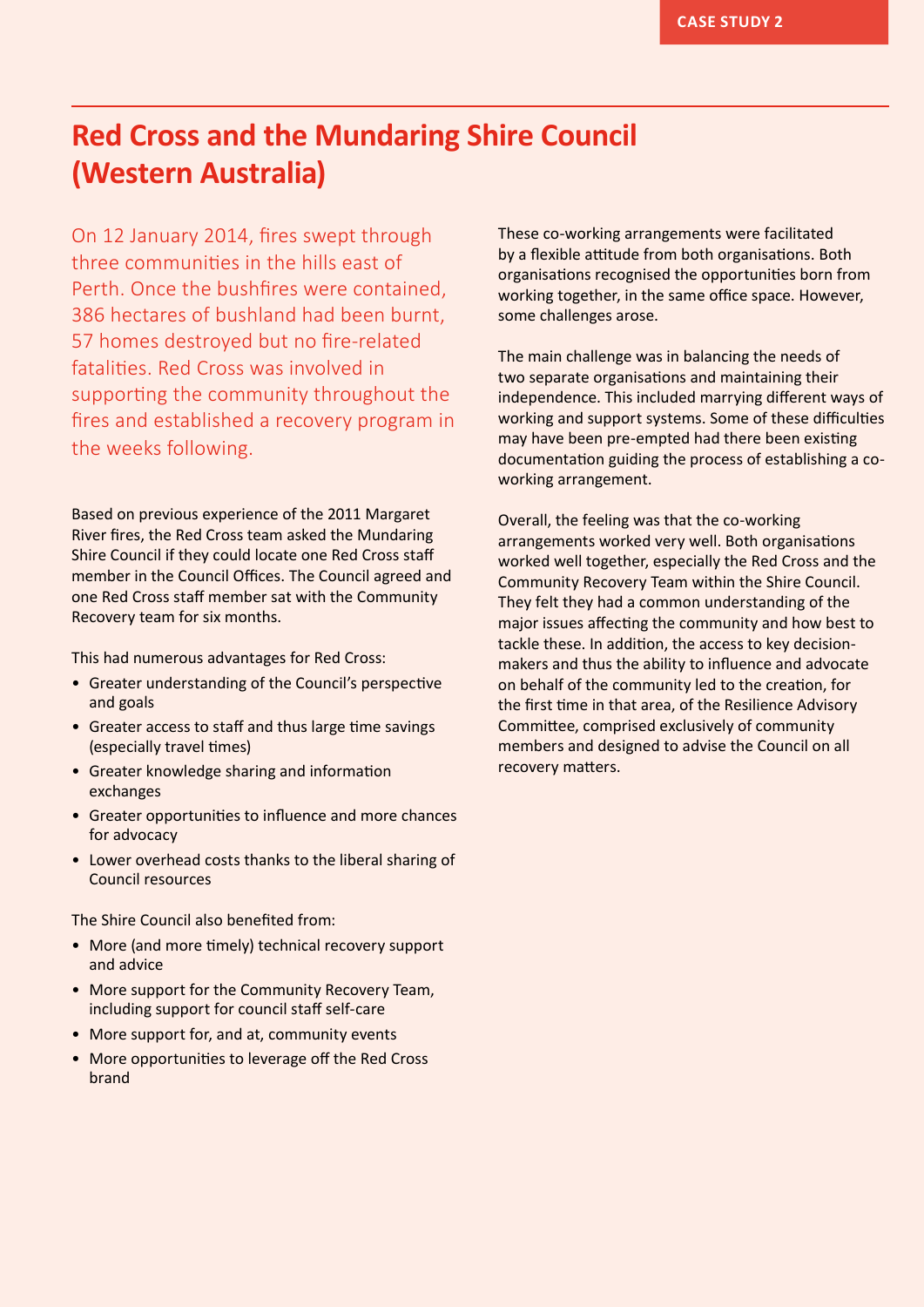CASE STUDY 2

# Red Cross and the Mundaring Shire Council (Western Australia)

On 12 January 2014, fires swept through three communities in the hills east of Perth. Once the bushfires were contained, 386 hectares of bushland had been burnt, 57 homes destroyed but no fire-related fatalities. Red Cross was involved in supporting the community throughout the fires and established a recovery program in the weeks following.

Based on previous experience of the 2011 Margaret River fires, the Red Cross team asked the Mundaring Shire Council if they could locate one Red Cross staff member in the Council Offices. The Council agreed and one Red Cross staff member sat with the Community Recovery team for six months.

This had numerous advantages for Red Cross:

- Greater understanding of the Council's perspective and goals
- Greater access to staff and thus large time savings (especially travel times)
- Greater knowledge sharing and information exchanges
- Greater opportunities to influence and more chances for advocacy
- Lower overhead costs thanks to the liberal sharing of Council resources

The Shire Council also benefited from:

- More (and more timely) technical recovery support and advice
- More support for the Community Recovery Team, including support for council staff self-care
- More support for, and at, community events
- More opportunities to leverage off the Red Cross brand

These co-working arrangements were facilitated by a flexible attitude from both organisations. Both organisations recognised the opportunities born from working together, in the same office space. However, some challenges arose.

The main challenge was in balancing the needs of two separate organisations and maintaining their independence. This included marrying different ways of working and support systems. Some of these difficulties may have been pre-empted had there been existing documentation guiding the process of establishing a co-working arrangement.

Overall, the feeling was that the co-working arrangements worked very well. Both organisations worked well together, especially the Red Cross and the Community Recovery Team within the Shire Council. They felt they had a common understanding of the major issues affecting the community and how best to tackle these. In addition, the access to key decision-makers and thus the ability to influence and advocate on behalf of the community led to the creation, for the first time in that area, of the Resilience Advisory Committee, comprised exclusively of community members and designed to advise the Council on all recovery matters.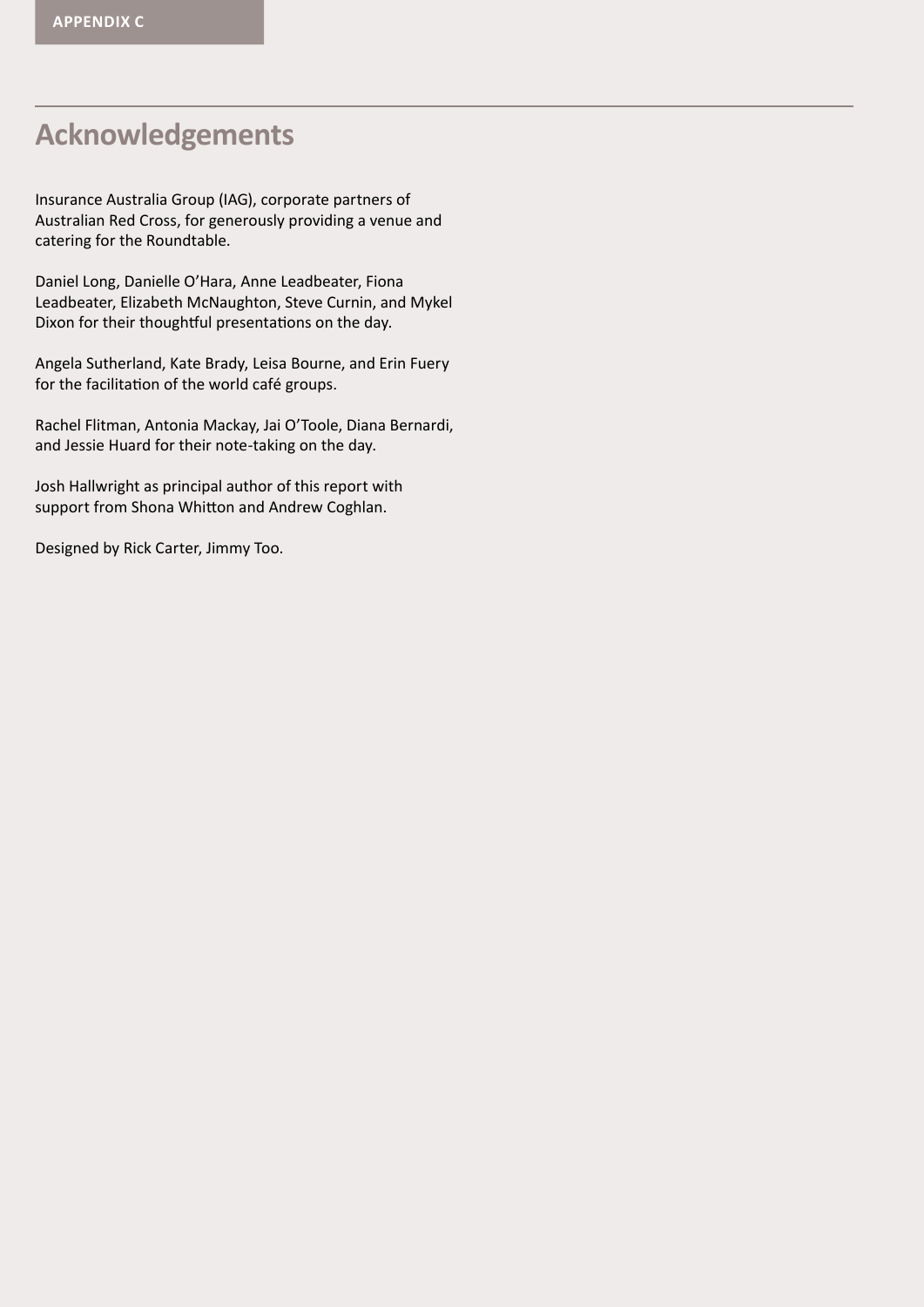APPENDIX C

# Acknowledgements

Insurance Australia Group (IAG), corporate partners of Australian Red Cross, for generously providing a venue and catering for the Roundtable.

Daniel Long, Danielle O'Hara, Anne Leadbeater, Fiona Leadbeater, Elizabeth McNaughton, Steve Curnin, and Mykel Dixon for their thoughtful presentations on the day.

Angela Sutherland, Kate Brady, Leisa Bourne, and Erin Fuery for the facilitation of the world café groups.

Rachel Flitman, Antonia Mackay, Jai O'Toole, Diana Bernardi, and Jessie Huard for their note-taking on the day.

Josh Hallwright as principal author of this report with support from Shona Whitton and Andrew Coghlan.

Designed by Rick Carter, Jimmy Too.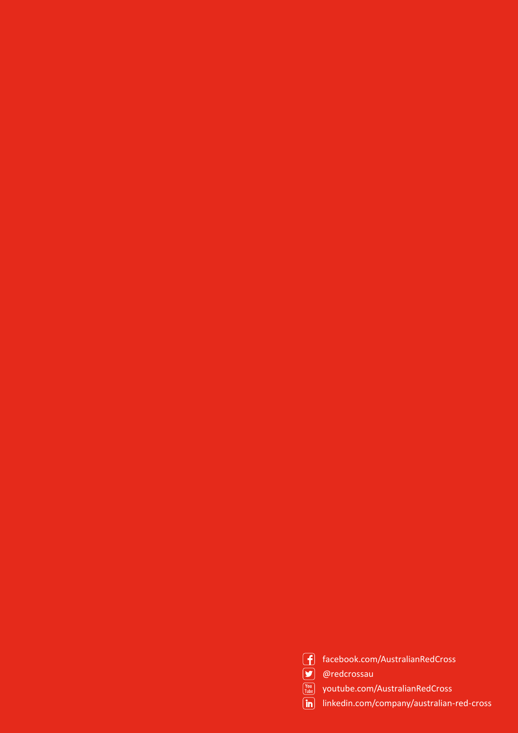facebook.com/AustralianRedCross

@redcrossau

youtube.com/AustralianRedCross

linkedin.com/company/australian-red-cross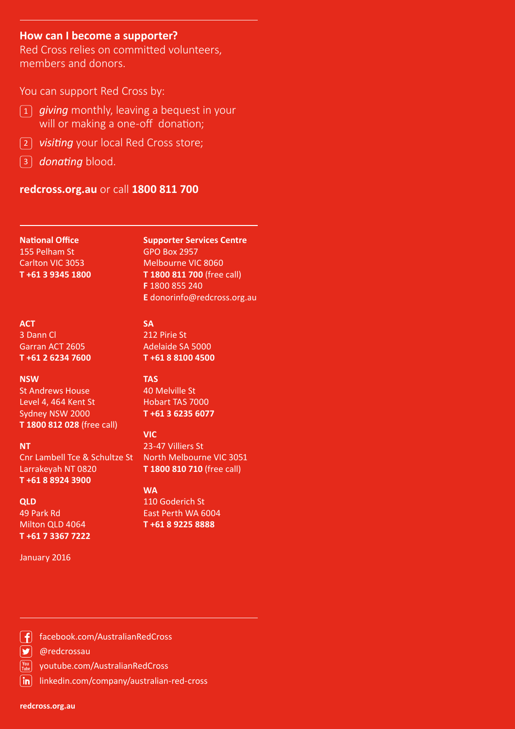**How can I become a supporter?**

Red Cross relies on committed volunteers, members and donors.

You can support Red Cross by:

1. *giving* monthly, leaving a bequest in your will or making a one-off donation;
2. *visiting* your local Red Cross store;
3. *donating* blood.

**redcross.org.au** or call **1800 811 700**

**National Office**
155 Pelham St
Carlton VIC 3053
**T +61 3 9345 1800**

**Supporter Services Centre**
GPO Box 2957
Melbourne VIC 8060
**T 1800 811 700** (free call)
**F** 1800 855 240
**E** donorinfo@redcross.org.au

**ACT**
3 Dann Cl
Garran ACT 2605
**T +61 2 6234 7600**

**NSW**
St Andrews House
Level 4, 464 Kent St
Sydney NSW 2000
**T 1800 812 028** (free call)

**NT**
Cnr Lambell Tce & Schultze St
Larrakeyah NT 0820
**T +61 8 8924 3900**

**QLD**
49 Park Rd
Milton QLD 4064
**T +61 7 3367 7222**

**SA**
212 Pirie St
Adelaide SA 5000
**T +61 8 8100 4500**

**TAS**
40 Melville St
Hobart TAS 7000
**T +61 3 6235 6077**

**VIC**
23-47 Villiers St
North Melbourne VIC 3051
**T 1800 810 710** (free call)

**WA**
110 Goderich St
East Perth WA 6004
**T +61 8 9225 8888**

January 2016

facebook.com/AustralianRedCross
@redcrossau
youtube.com/AustralianRedCross
linkedin.com/company/australian-red-cross

**redcross.org.au**